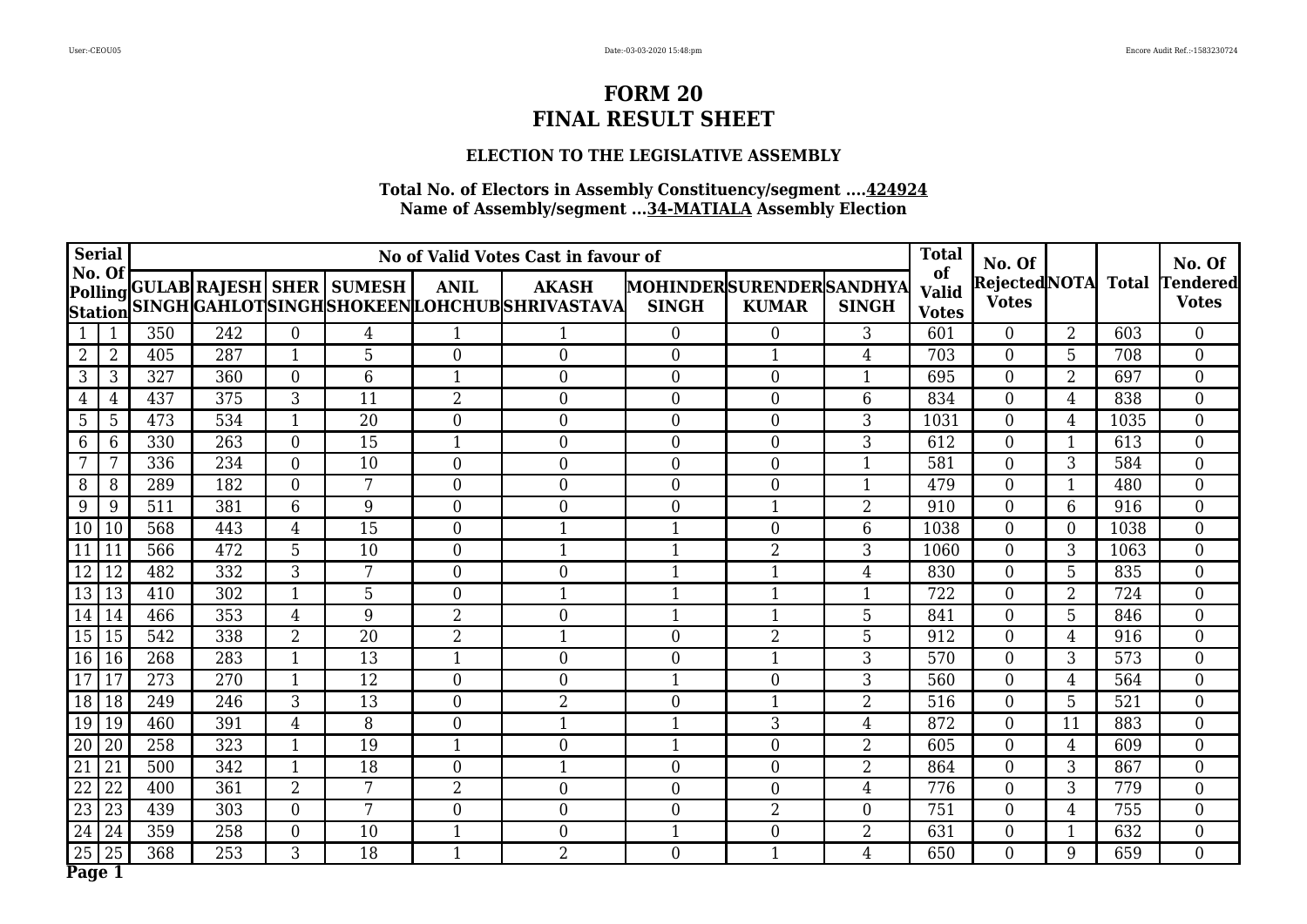# FORM 20
# FINAL RESULT SHEET

### ELECTION TO THE LEGISLATIVE ASSEMBLY

**Total No. of Electors in Assembly Constituency/segment ....424924**
**Name of Assembly/segment ...34-MATIALA Assembly Election**

| Serial No. Of Polling Station | | No of Valid Votes Cast in favour of | | | | | | | | | Total of Valid Votes | No. Of Rejected Votes | NOTA | Total | No. Of Tendered Votes |
|---|---|---|---|---|---|---|---|---|---|---|---|---|---|---|---|
| | | GULAB SINGH | RAJESH GAHLOT | SHER SINGH | SUMESH SHOKEEN | ANIL LOHCHUB | AKASH SHRIVASTAVA | MOHINDER SINGH | SURENDER KUMAR | SANDHYA SINGH | | | | | |
| 1 | 1 | 350 | 242 | 0 | 4 | 1 | 1 | 0 | 0 | 3 | 601 | 0 | 2 | 603 | 0 |
| 2 | 2 | 405 | 287 | 1 | 5 | 0 | 0 | 0 | 1 | 4 | 703 | 0 | 5 | 708 | 0 |
| 3 | 3 | 327 | 360 | 0 | 6 | 1 | 0 | 0 | 0 | 1 | 695 | 0 | 2 | 697 | 0 |
| 4 | 4 | 437 | 375 | 3 | 11 | 2 | 0 | 0 | 0 | 6 | 834 | 0 | 4 | 838 | 0 |
| 5 | 5 | 473 | 534 | 1 | 20 | 0 | 0 | 0 | 0 | 3 | 1031 | 0 | 4 | 1035 | 0 |
| 6 | 6 | 330 | 263 | 0 | 15 | 1 | 0 | 0 | 0 | 3 | 612 | 0 | 1 | 613 | 0 |
| 7 | 7 | 336 | 234 | 0 | 10 | 0 | 0 | 0 | 0 | 1 | 581 | 0 | 3 | 584 | 0 |
| 8 | 8 | 289 | 182 | 0 | 7 | 0 | 0 | 0 | 0 | 1 | 479 | 0 | 1 | 480 | 0 |
| 9 | 9 | 511 | 381 | 6 | 9 | 0 | 0 | 0 | 1 | 2 | 910 | 0 | 6 | 916 | 0 |
| 10 | 10 | 568 | 443 | 4 | 15 | 0 | 1 | 1 | 0 | 6 | 1038 | 0 | 0 | 1038 | 0 |
| 11 | 11 | 566 | 472 | 5 | 10 | 0 | 1 | 1 | 2 | 3 | 1060 | 0 | 3 | 1063 | 0 |
| 12 | 12 | 482 | 332 | 3 | 7 | 0 | 0 | 1 | 1 | 4 | 830 | 0 | 5 | 835 | 0 |
| 13 | 13 | 410 | 302 | 1 | 5 | 0 | 1 | 1 | 1 | 1 | 722 | 0 | 2 | 724 | 0 |
| 14 | 14 | 466 | 353 | 4 | 9 | 2 | 0 | 1 | 1 | 5 | 841 | 0 | 5 | 846 | 0 |
| 15 | 15 | 542 | 338 | 2 | 20 | 2 | 1 | 0 | 2 | 5 | 912 | 0 | 4 | 916 | 0 |
| 16 | 16 | 268 | 283 | 1 | 13 | 1 | 0 | 0 | 1 | 3 | 570 | 0 | 3 | 573 | 0 |
| 17 | 17 | 273 | 270 | 1 | 12 | 0 | 0 | 1 | 0 | 3 | 560 | 0 | 4 | 564 | 0 |
| 18 | 18 | 249 | 246 | 3 | 13 | 0 | 2 | 0 | 1 | 2 | 516 | 0 | 5 | 521 | 0 |
| 19 | 19 | 460 | 391 | 4 | 8 | 0 | 1 | 1 | 3 | 4 | 872 | 0 | 11 | 883 | 0 |
| 20 | 20 | 258 | 323 | 1 | 19 | 1 | 0 | 1 | 0 | 2 | 605 | 0 | 4 | 609 | 0 |
| 21 | 21 | 500 | 342 | 1 | 18 | 0 | 1 | 0 | 0 | 2 | 864 | 0 | 3 | 867 | 0 |
| 22 | 22 | 400 | 361 | 2 | 7 | 2 | 0 | 0 | 0 | 4 | 776 | 0 | 3 | 779 | 0 |
| 23 | 23 | 439 | 303 | 0 | 7 | 0 | 0 | 0 | 2 | 0 | 751 | 0 | 4 | 755 | 0 |
| 24 | 24 | 359 | 258 | 0 | 10 | 1 | 0 | 1 | 0 | 2 | 631 | 0 | 1 | 632 | 0 |
| 25 | 25 | 368 | 253 | 3 | 18 | 1 | 2 | 0 | 1 | 4 | 650 | 0 | 9 | 659 | 0 |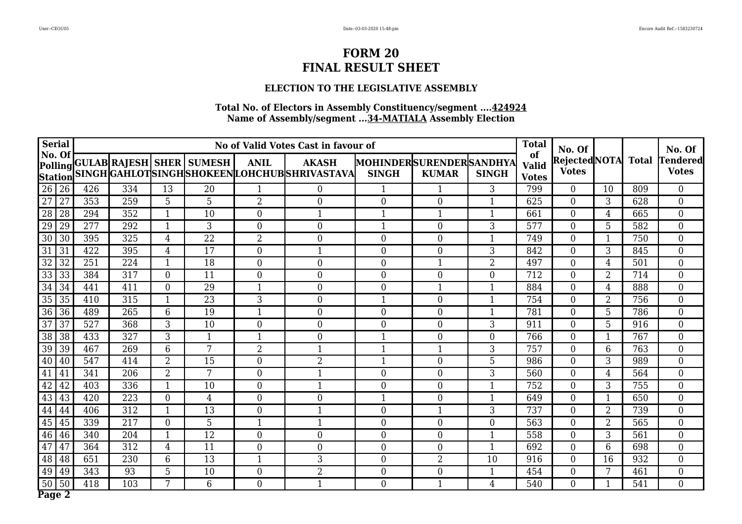# FORM 20
# FINAL RESULT SHEET

### ELECTION TO THE LEGISLATIVE ASSEMBLY

**Total No. of Electors in Assembly Constituency/segment ....424924**
**Name of Assembly/segment ...34-MATIALA Assembly Election**

| Serial | No. Of Polling Station | No of Valid Votes Cast in favour of | | | | | | | | | Total of Valid Votes | No. Of Rejected Votes | NOTA | Total | No. Of Tendered Votes |
|---|---|---|---|---|---|---|---|---|---|---|---|---|---|---|---|
| | | GULAB SINGH | RAJESH GAHLOT | SHER SINGH | SUMESH SHOKEEN | ANIL LOHCHUB | AKASH SHRIVASTAVA | MOHINDER SINGH | SURENDER KUMAR | SANDHYA SINGH | | | | | |
| 26 | 26 | 426 | 334 | 13 | 20 | 1 | 0 | 1 | 1 | 3 | 799 | 0 | 10 | 809 | 0 |
| 27 | 27 | 353 | 259 | 5 | 5 | 2 | 0 | 0 | 0 | 1 | 625 | 0 | 3 | 628 | 0 |
| 28 | 28 | 294 | 352 | 1 | 10 | 0 | 1 | 1 | 1 | 1 | 661 | 0 | 4 | 665 | 0 |
| 29 | 29 | 277 | 292 | 1 | 3 | 0 | 0 | 1 | 0 | 3 | 577 | 0 | 5 | 582 | 0 |
| 30 | 30 | 395 | 325 | 4 | 22 | 2 | 0 | 0 | 0 | 1 | 749 | 0 | 1 | 750 | 0 |
| 31 | 31 | 422 | 395 | 4 | 17 | 0 | 1 | 0 | 0 | 3 | 842 | 0 | 3 | 845 | 0 |
| 32 | 32 | 251 | 224 | 1 | 18 | 0 | 0 | 0 | 1 | 2 | 497 | 0 | 4 | 501 | 0 |
| 33 | 33 | 384 | 317 | 0 | 11 | 0 | 0 | 0 | 0 | 0 | 712 | 0 | 2 | 714 | 0 |
| 34 | 34 | 441 | 411 | 0 | 29 | 1 | 0 | 0 | 1 | 1 | 884 | 0 | 4 | 888 | 0 |
| 35 | 35 | 410 | 315 | 1 | 23 | 3 | 0 | 1 | 0 | 1 | 754 | 0 | 2 | 756 | 0 |
| 36 | 36 | 489 | 265 | 6 | 19 | 1 | 0 | 0 | 0 | 1 | 781 | 0 | 5 | 786 | 0 |
| 37 | 37 | 527 | 368 | 3 | 10 | 0 | 0 | 0 | 0 | 3 | 911 | 0 | 5 | 916 | 0 |
| 38 | 38 | 433 | 327 | 3 | 1 | 1 | 0 | 1 | 0 | 0 | 766 | 0 | 1 | 767 | 0 |
| 39 | 39 | 467 | 269 | 6 | 7 | 2 | 1 | 1 | 1 | 3 | 757 | 0 | 6 | 763 | 0 |
| 40 | 40 | 547 | 414 | 2 | 15 | 0 | 2 | 1 | 0 | 5 | 986 | 0 | 3 | 989 | 0 |
| 41 | 41 | 341 | 206 | 2 | 7 | 0 | 1 | 0 | 0 | 3 | 560 | 0 | 4 | 564 | 0 |
| 42 | 42 | 403 | 336 | 1 | 10 | 0 | 1 | 0 | 0 | 1 | 752 | 0 | 3 | 755 | 0 |
| 43 | 43 | 420 | 223 | 0 | 4 | 0 | 0 | 1 | 0 | 1 | 649 | 0 | 1 | 650 | 0 |
| 44 | 44 | 406 | 312 | 1 | 13 | 0 | 1 | 0 | 1 | 3 | 737 | 0 | 2 | 739 | 0 |
| 45 | 45 | 339 | 217 | 0 | 5 | 1 | 1 | 0 | 0 | 0 | 563 | 0 | 2 | 565 | 0 |
| 46 | 46 | 340 | 204 | 1 | 12 | 0 | 0 | 0 | 0 | 1 | 558 | 0 | 3 | 561 | 0 |
| 47 | 47 | 364 | 312 | 4 | 11 | 0 | 0 | 0 | 0 | 1 | 692 | 0 | 6 | 698 | 0 |
| 48 | 48 | 651 | 230 | 6 | 13 | 1 | 3 | 0 | 2 | 10 | 916 | 0 | 16 | 932 | 0 |
| 49 | 49 | 343 | 93 | 5 | 10 | 0 | 2 | 0 | 0 | 1 | 454 | 0 | 7 | 461 | 0 |
| 50 | 50 | 418 | 103 | 7 | 6 | 0 | 1 | 0 | 1 | 4 | 540 | 0 | 1 | 541 | 0 |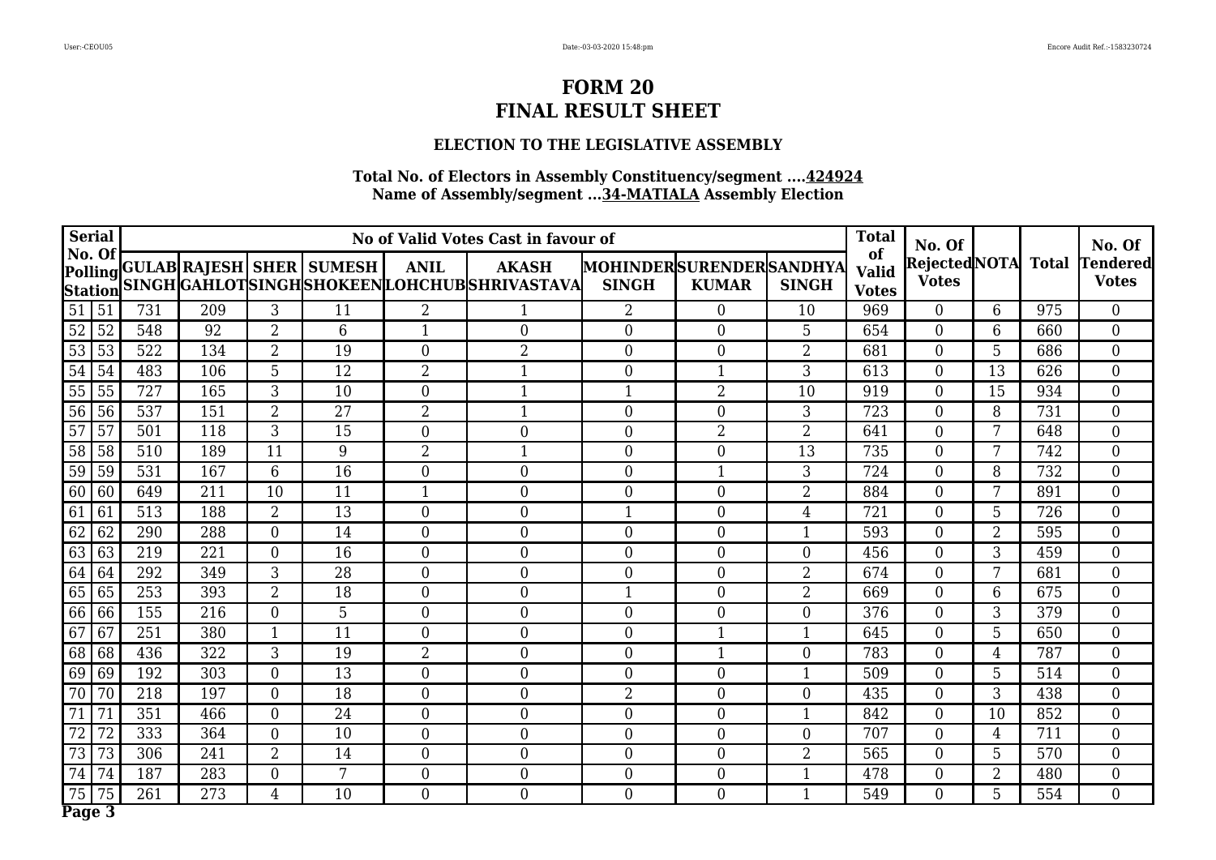# FORM 20
# FINAL RESULT SHEET

### ELECTION TO THE LEGISLATIVE ASSEMBLY

**Total No. of Electors in Assembly Constituency/segment ....424924**
**Name of Assembly/segment ...34-MATIALA Assembly Election**

| Serial No. Of Polling Station | | No of Valid Votes Cast in favour of | | | | | | | | | Total of Valid Votes | No. Of Rejected Votes | NOTA | Total | No. Of Tendered Votes |
|---|---|---|---|---|---|---|---|---|---|---|---|---|---|---|---|
| | | GULAB SINGH | RAJESH GAHLOT | SHER SINGH | SUMESH SHOKEEN | ANIL LOHCHUB | AKASH SHRIVASTAVA | MOHINDER SINGH | SURENDER KUMAR | SANDHYA SINGH | | | | | |
| 51 | 51 | 731 | 209 | 3 | 11 | 2 | 1 | 2 | 0 | 10 | 969 | 0 | 6 | 975 | 0 |
| 52 | 52 | 548 | 92 | 2 | 6 | 1 | 0 | 0 | 0 | 5 | 654 | 0 | 6 | 660 | 0 |
| 53 | 53 | 522 | 134 | 2 | 19 | 0 | 2 | 0 | 0 | 2 | 681 | 0 | 5 | 686 | 0 |
| 54 | 54 | 483 | 106 | 5 | 12 | 2 | 1 | 0 | 1 | 3 | 613 | 0 | 13 | 626 | 0 |
| 55 | 55 | 727 | 165 | 3 | 10 | 0 | 1 | 1 | 2 | 10 | 919 | 0 | 15 | 934 | 0 |
| 56 | 56 | 537 | 151 | 2 | 27 | 2 | 1 | 0 | 0 | 3 | 723 | 0 | 8 | 731 | 0 |
| 57 | 57 | 501 | 118 | 3 | 15 | 0 | 0 | 0 | 2 | 2 | 641 | 0 | 7 | 648 | 0 |
| 58 | 58 | 510 | 189 | 11 | 9 | 2 | 1 | 0 | 0 | 13 | 735 | 0 | 7 | 742 | 0 |
| 59 | 59 | 531 | 167 | 6 | 16 | 0 | 0 | 0 | 1 | 3 | 724 | 0 | 8 | 732 | 0 |
| 60 | 60 | 649 | 211 | 10 | 11 | 1 | 0 | 0 | 0 | 2 | 884 | 0 | 7 | 891 | 0 |
| 61 | 61 | 513 | 188 | 2 | 13 | 0 | 0 | 1 | 0 | 4 | 721 | 0 | 5 | 726 | 0 |
| 62 | 62 | 290 | 288 | 0 | 14 | 0 | 0 | 0 | 0 | 1 | 593 | 0 | 2 | 595 | 0 |
| 63 | 63 | 219 | 221 | 0 | 16 | 0 | 0 | 0 | 0 | 0 | 456 | 0 | 3 | 459 | 0 |
| 64 | 64 | 292 | 349 | 3 | 28 | 0 | 0 | 0 | 0 | 2 | 674 | 0 | 7 | 681 | 0 |
| 65 | 65 | 253 | 393 | 2 | 18 | 0 | 0 | 1 | 0 | 2 | 669 | 0 | 6 | 675 | 0 |
| 66 | 66 | 155 | 216 | 0 | 5 | 0 | 0 | 0 | 0 | 0 | 376 | 0 | 3 | 379 | 0 |
| 67 | 67 | 251 | 380 | 1 | 11 | 0 | 0 | 0 | 1 | 1 | 645 | 0 | 5 | 650 | 0 |
| 68 | 68 | 436 | 322 | 3 | 19 | 2 | 0 | 0 | 1 | 0 | 783 | 0 | 4 | 787 | 0 |
| 69 | 69 | 192 | 303 | 0 | 13 | 0 | 0 | 0 | 0 | 1 | 509 | 0 | 5 | 514 | 0 |
| 70 | 70 | 218 | 197 | 0 | 18 | 0 | 0 | 2 | 0 | 0 | 435 | 0 | 3 | 438 | 0 |
| 71 | 71 | 351 | 466 | 0 | 24 | 0 | 0 | 0 | 0 | 1 | 842 | 0 | 10 | 852 | 0 |
| 72 | 72 | 333 | 364 | 0 | 10 | 0 | 0 | 0 | 0 | 0 | 707 | 0 | 4 | 711 | 0 |
| 73 | 73 | 306 | 241 | 2 | 14 | 0 | 0 | 0 | 0 | 2 | 565 | 0 | 5 | 570 | 0 |
| 74 | 74 | 187 | 283 | 0 | 7 | 0 | 0 | 0 | 0 | 1 | 478 | 0 | 2 | 480 | 0 |
| 75 | 75 | 261 | 273 | 4 | 10 | 0 | 0 | 0 | 0 | 1 | 549 | 0 | 5 | 554 | 0 |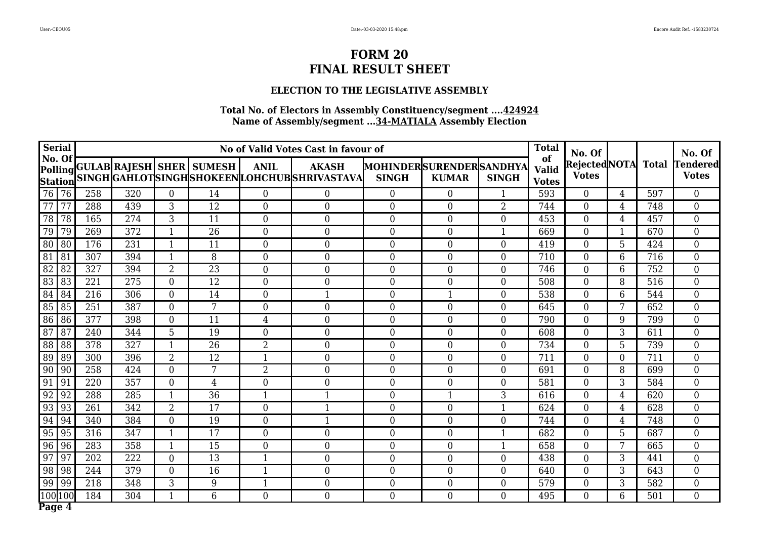# FORM 20
# FINAL RESULT SHEET

### ELECTION TO THE LEGISLATIVE ASSEMBLY

**Total No. of Electors in Assembly Constituency/segment ....424924**
**Name of Assembly/segment ...34-MATIALA Assembly Election**

| Serial No. Of Polling Station | | No of Valid Votes Cast in favour of | | | | | | | | | Total of Valid Votes | No. Of Rejected Votes | NOTA | Total | No. Of Tendered Votes |
|---|---|---|---|---|---|---|---|---|---|---|---|---|---|---|---|
| | | GULAB SINGH | RAJESH GAHLOT | SHER SINGH | SUMESH SHOKEEN | ANIL LOHCHUB | AKASH SHRIVASTAVA | MOHINDER SINGH | SURENDER KUMAR | SANDHYA SINGH | | | | | |
| 76 | 76 | 258 | 320 | 0 | 14 | 0 | 0 | 0 | 0 | 1 | 593 | 0 | 4 | 597 | 0 |
| 77 | 77 | 288 | 439 | 3 | 12 | 0 | 0 | 0 | 0 | 2 | 744 | 0 | 4 | 748 | 0 |
| 78 | 78 | 165 | 274 | 3 | 11 | 0 | 0 | 0 | 0 | 0 | 453 | 0 | 4 | 457 | 0 |
| 79 | 79 | 269 | 372 | 1 | 26 | 0 | 0 | 0 | 0 | 1 | 669 | 0 | 1 | 670 | 0 |
| 80 | 80 | 176 | 231 | 1 | 11 | 0 | 0 | 0 | 0 | 0 | 419 | 0 | 5 | 424 | 0 |
| 81 | 81 | 307 | 394 | 1 | 8 | 0 | 0 | 0 | 0 | 0 | 710 | 0 | 6 | 716 | 0 |
| 82 | 82 | 327 | 394 | 2 | 23 | 0 | 0 | 0 | 0 | 0 | 746 | 0 | 6 | 752 | 0 |
| 83 | 83 | 221 | 275 | 0 | 12 | 0 | 0 | 0 | 0 | 0 | 508 | 0 | 8 | 516 | 0 |
| 84 | 84 | 216 | 306 | 0 | 14 | 0 | 1 | 0 | 1 | 0 | 538 | 0 | 6 | 544 | 0 |
| 85 | 85 | 251 | 387 | 0 | 7 | 0 | 0 | 0 | 0 | 0 | 645 | 0 | 7 | 652 | 0 |
| 86 | 86 | 377 | 398 | 0 | 11 | 4 | 0 | 0 | 0 | 0 | 790 | 0 | 9 | 799 | 0 |
| 87 | 87 | 240 | 344 | 5 | 19 | 0 | 0 | 0 | 0 | 0 | 608 | 0 | 3 | 611 | 0 |
| 88 | 88 | 378 | 327 | 1 | 26 | 2 | 0 | 0 | 0 | 0 | 734 | 0 | 5 | 739 | 0 |
| 89 | 89 | 300 | 396 | 2 | 12 | 1 | 0 | 0 | 0 | 0 | 711 | 0 | 0 | 711 | 0 |
| 90 | 90 | 258 | 424 | 0 | 7 | 2 | 0 | 0 | 0 | 0 | 691 | 0 | 8 | 699 | 0 |
| 91 | 91 | 220 | 357 | 0 | 4 | 0 | 0 | 0 | 0 | 0 | 581 | 0 | 3 | 584 | 0 |
| 92 | 92 | 288 | 285 | 1 | 36 | 1 | 1 | 0 | 1 | 3 | 616 | 0 | 4 | 620 | 0 |
| 93 | 93 | 261 | 342 | 2 | 17 | 0 | 1 | 0 | 0 | 1 | 624 | 0 | 4 | 628 | 0 |
| 94 | 94 | 340 | 384 | 0 | 19 | 0 | 1 | 0 | 0 | 0 | 744 | 0 | 4 | 748 | 0 |
| 95 | 95 | 316 | 347 | 1 | 17 | 0 | 0 | 0 | 0 | 1 | 682 | 0 | 5 | 687 | 0 |
| 96 | 96 | 283 | 358 | 1 | 15 | 0 | 0 | 0 | 0 | 1 | 658 | 0 | 7 | 665 | 0 |
| 97 | 97 | 202 | 222 | 0 | 13 | 1 | 0 | 0 | 0 | 0 | 438 | 0 | 3 | 441 | 0 |
| 98 | 98 | 244 | 379 | 0 | 16 | 1 | 0 | 0 | 0 | 0 | 640 | 0 | 3 | 643 | 0 |
| 99 | 99 | 218 | 348 | 3 | 9 | 1 | 0 | 0 | 0 | 0 | 579 | 0 | 3 | 582 | 0 |
| 100 | 100 | 184 | 304 | 1 | 6 | 0 | 0 | 0 | 0 | 0 | 495 | 0 | 6 | 501 | 0 |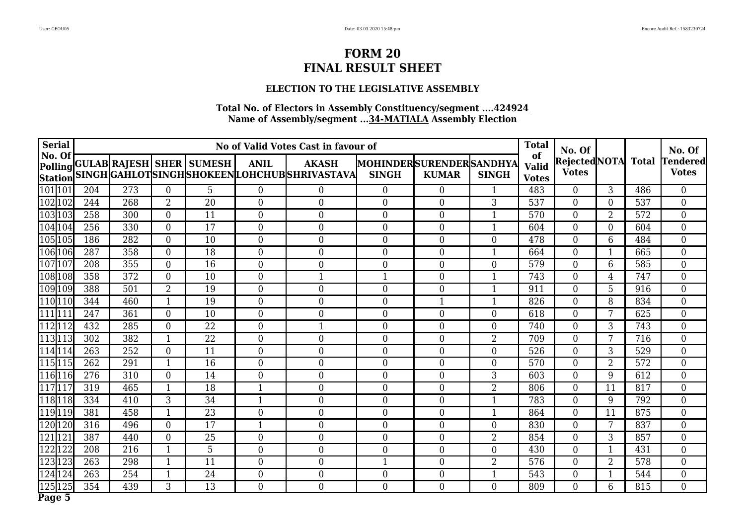# FORM 20
# FINAL RESULT SHEET

### ELECTION TO THE LEGISLATIVE ASSEMBLY

**Total No. of Electors in Assembly Constituency/segment ....424924**
**Name of Assembly/segment ...34-MATIALA Assembly Election**

| Serial No. Of Polling Station | | No of Valid Votes Cast in favour of | | | | | | | | | Total of Valid Votes | No. Of Rejected Votes | NOTA | Total | No. Of Tendered Votes |
|---|---|---|---|---|---|---|---|---|---|---|---|---|---|---|---|
| | | GULAB SINGH | RAJESH GAHLOT | SHER SINGH | SUMESH SHOKEEN | ANIL LOHCHUB | AKASH SHRIVASTAVA | MOHINDER SINGH | SURENDER KUMAR | SANDHYA SINGH | | | | | |
| 101 | 101 | 204 | 273 | 0 | 5 | 0 | 0 | 0 | 0 | 1 | 483 | 0 | 3 | 486 | 0 |
| 102 | 102 | 244 | 268 | 2 | 20 | 0 | 0 | 0 | 0 | 3 | 537 | 0 | 0 | 537 | 0 |
| 103 | 103 | 258 | 300 | 0 | 11 | 0 | 0 | 0 | 0 | 1 | 570 | 0 | 2 | 572 | 0 |
| 104 | 104 | 256 | 330 | 0 | 17 | 0 | 0 | 0 | 0 | 1 | 604 | 0 | 0 | 604 | 0 |
| 105 | 105 | 186 | 282 | 0 | 10 | 0 | 0 | 0 | 0 | 0 | 478 | 0 | 6 | 484 | 0 |
| 106 | 106 | 287 | 358 | 0 | 18 | 0 | 0 | 0 | 0 | 1 | 664 | 0 | 1 | 665 | 0 |
| 107 | 107 | 208 | 355 | 0 | 16 | 0 | 0 | 0 | 0 | 0 | 579 | 0 | 6 | 585 | 0 |
| 108 | 108 | 358 | 372 | 0 | 10 | 0 | 1 | 1 | 0 | 1 | 743 | 0 | 4 | 747 | 0 |
| 109 | 109 | 388 | 501 | 2 | 19 | 0 | 0 | 0 | 0 | 1 | 911 | 0 | 5 | 916 | 0 |
| 110 | 110 | 344 | 460 | 1 | 19 | 0 | 0 | 0 | 1 | 1 | 826 | 0 | 8 | 834 | 0 |
| 111 | 111 | 247 | 361 | 0 | 10 | 0 | 0 | 0 | 0 | 0 | 618 | 0 | 7 | 625 | 0 |
| 112 | 112 | 432 | 285 | 0 | 22 | 0 | 1 | 0 | 0 | 0 | 740 | 0 | 3 | 743 | 0 |
| 113 | 113 | 302 | 382 | 1 | 22 | 0 | 0 | 0 | 0 | 2 | 709 | 0 | 7 | 716 | 0 |
| 114 | 114 | 263 | 252 | 0 | 11 | 0 | 0 | 0 | 0 | 0 | 526 | 0 | 3 | 529 | 0 |
| 115 | 115 | 262 | 291 | 1 | 16 | 0 | 0 | 0 | 0 | 0 | 570 | 0 | 2 | 572 | 0 |
| 116 | 116 | 276 | 310 | 0 | 14 | 0 | 0 | 0 | 0 | 3 | 603 | 0 | 9 | 612 | 0 |
| 117 | 117 | 319 | 465 | 1 | 18 | 1 | 0 | 0 | 0 | 2 | 806 | 0 | 11 | 817 | 0 |
| 118 | 118 | 334 | 410 | 3 | 34 | 1 | 0 | 0 | 0 | 1 | 783 | 0 | 9 | 792 | 0 |
| 119 | 119 | 381 | 458 | 1 | 23 | 0 | 0 | 0 | 0 | 1 | 864 | 0 | 11 | 875 | 0 |
| 120 | 120 | 316 | 496 | 0 | 17 | 1 | 0 | 0 | 0 | 0 | 830 | 0 | 7 | 837 | 0 |
| 121 | 121 | 387 | 440 | 0 | 25 | 0 | 0 | 0 | 0 | 2 | 854 | 0 | 3 | 857 | 0 |
| 122 | 122 | 208 | 216 | 1 | 5 | 0 | 0 | 0 | 0 | 0 | 430 | 0 | 1 | 431 | 0 |
| 123 | 123 | 263 | 298 | 1 | 11 | 0 | 0 | 1 | 0 | 2 | 576 | 0 | 2 | 578 | 0 |
| 124 | 124 | 263 | 254 | 1 | 24 | 0 | 0 | 0 | 0 | 1 | 543 | 0 | 1 | 544 | 0 |
| 125 | 125 | 354 | 439 | 3 | 13 | 0 | 0 | 0 | 0 | 0 | 809 | 0 | 6 | 815 | 0 |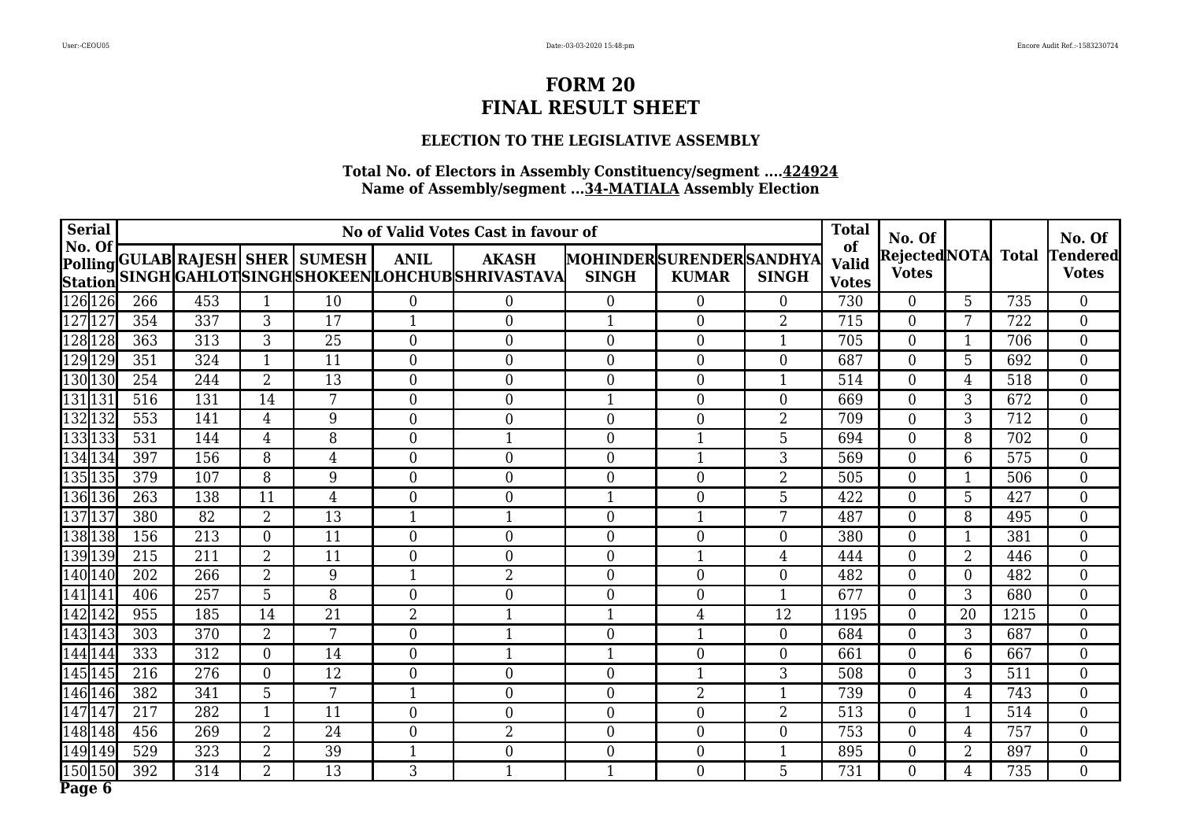# FORM 20
# FINAL RESULT SHEET

### ELECTION TO THE LEGISLATIVE ASSEMBLY

**Total No. of Electors in Assembly Constituency/segment ....424924**
**Name of Assembly/segment ...34-MATIALA Assembly Election**

| Serial No. Of Polling Station | | No of Valid Votes Cast in favour of | | | | | | | | | Total of Valid Votes | No. Of Rejected Votes | NOTA | Total | No. Of Tendered Votes |
|---|---|---|---|---|---|---|---|---|---|---|---|---|---|---|---|
| | | GULAB SINGH | RAJESH GAHLOT | SHER SINGH | SUMESH SHOKEEN | ANIL LOHCHUB | AKASH SHRIVASTAVA | MOHINDER SINGH | SURENDER KUMAR | SANDHYA SINGH | | | | | |
| 126 | 126 | 266 | 453 | 1 | 10 | 0 | 0 | 0 | 0 | 0 | 730 | 0 | 5 | 735 | 0 |
| 127 | 127 | 354 | 337 | 3 | 17 | 1 | 0 | 1 | 0 | 2 | 715 | 0 | 7 | 722 | 0 |
| 128 | 128 | 363 | 313 | 3 | 25 | 0 | 0 | 0 | 0 | 1 | 705 | 0 | 1 | 706 | 0 |
| 129 | 129 | 351 | 324 | 1 | 11 | 0 | 0 | 0 | 0 | 0 | 687 | 0 | 5 | 692 | 0 |
| 130 | 130 | 254 | 244 | 2 | 13 | 0 | 0 | 0 | 0 | 1 | 514 | 0 | 4 | 518 | 0 |
| 131 | 131 | 516 | 131 | 14 | 7 | 0 | 0 | 1 | 0 | 0 | 669 | 0 | 3 | 672 | 0 |
| 132 | 132 | 553 | 141 | 4 | 9 | 0 | 0 | 0 | 0 | 2 | 709 | 0 | 3 | 712 | 0 |
| 133 | 133 | 531 | 144 | 4 | 8 | 0 | 1 | 0 | 1 | 5 | 694 | 0 | 8 | 702 | 0 |
| 134 | 134 | 397 | 156 | 8 | 4 | 0 | 0 | 0 | 1 | 3 | 569 | 0 | 6 | 575 | 0 |
| 135 | 135 | 379 | 107 | 8 | 9 | 0 | 0 | 0 | 0 | 2 | 505 | 0 | 1 | 506 | 0 |
| 136 | 136 | 263 | 138 | 11 | 4 | 0 | 0 | 1 | 0 | 5 | 422 | 0 | 5 | 427 | 0 |
| 137 | 137 | 380 | 82 | 2 | 13 | 1 | 1 | 0 | 1 | 7 | 487 | 0 | 8 | 495 | 0 |
| 138 | 138 | 156 | 213 | 0 | 11 | 0 | 0 | 0 | 0 | 0 | 380 | 0 | 1 | 381 | 0 |
| 139 | 139 | 215 | 211 | 2 | 11 | 0 | 0 | 0 | 1 | 4 | 444 | 0 | 2 | 446 | 0 |
| 140 | 140 | 202 | 266 | 2 | 9 | 1 | 2 | 0 | 0 | 0 | 482 | 0 | 0 | 482 | 0 |
| 141 | 141 | 406 | 257 | 5 | 8 | 0 | 0 | 0 | 0 | 1 | 677 | 0 | 3 | 680 | 0 |
| 142 | 142 | 955 | 185 | 14 | 21 | 2 | 1 | 1 | 4 | 12 | 1195 | 0 | 20 | 1215 | 0 |
| 143 | 143 | 303 | 370 | 2 | 7 | 0 | 1 | 0 | 1 | 0 | 684 | 0 | 3 | 687 | 0 |
| 144 | 144 | 333 | 312 | 0 | 14 | 0 | 1 | 1 | 0 | 0 | 661 | 0 | 6 | 667 | 0 |
| 145 | 145 | 216 | 276 | 0 | 12 | 0 | 0 | 0 | 1 | 3 | 508 | 0 | 3 | 511 | 0 |
| 146 | 146 | 382 | 341 | 5 | 7 | 1 | 0 | 0 | 2 | 1 | 739 | 0 | 4 | 743 | 0 |
| 147 | 147 | 217 | 282 | 1 | 11 | 0 | 0 | 0 | 0 | 2 | 513 | 0 | 1 | 514 | 0 |
| 148 | 148 | 456 | 269 | 2 | 24 | 0 | 2 | 0 | 0 | 0 | 753 | 0 | 4 | 757 | 0 |
| 149 | 149 | 529 | 323 | 2 | 39 | 1 | 0 | 0 | 0 | 1 | 895 | 0 | 2 | 897 | 0 |
| 150 | 150 | 392 | 314 | 2 | 13 | 3 | 1 | 1 | 0 | 5 | 731 | 0 | 4 | 735 | 0 |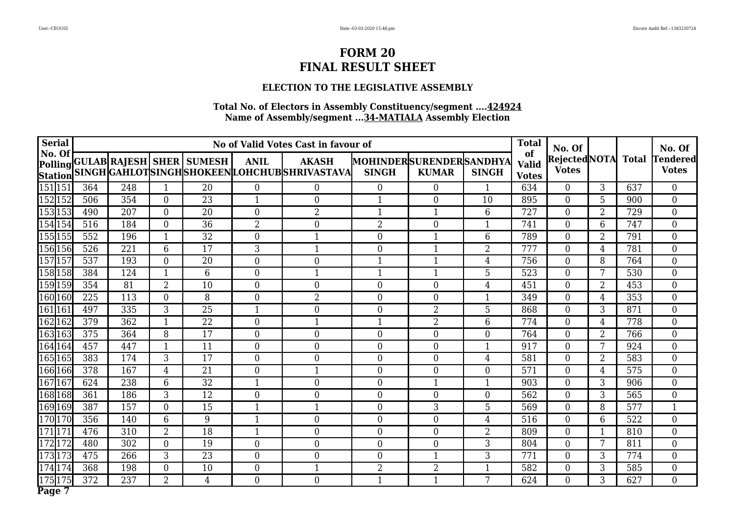# FORM 20
# FINAL RESULT SHEET

### ELECTION TO THE LEGISLATIVE ASSEMBLY

**Total No. of Electors in Assembly Constituency/segment ....424924**
**Name of Assembly/segment ...34-MATIALA Assembly Election**

| Serial No. Of Polling Station | | No of Valid Votes Cast in favour of | | | | | | | | | Total of Valid Votes | No. Of Rejected Votes | NOTA | Total | No. Of Tendered Votes |
|---|---|---|---|---|---|---|---|---|---|---|---|---|---|---|---|
| | | GULAB SINGH | RAJESH GAHLOT | SHER SINGH | SUMESH SHOKEEN | ANIL LOHCHUB | AKASH SHRIVASTAVA | MOHINDER SINGH | SURENDER KUMAR | SANDHYA SINGH | | | | | |
| 151 | 151 | 364 | 248 | 1 | 20 | 0 | 0 | 0 | 0 | 1 | 634 | 0 | 3 | 637 | 0 |
| 152 | 152 | 506 | 354 | 0 | 23 | 1 | 0 | 1 | 0 | 10 | 895 | 0 | 5 | 900 | 0 |
| 153 | 153 | 490 | 207 | 0 | 20 | 0 | 2 | 1 | 1 | 6 | 727 | 0 | 2 | 729 | 0 |
| 154 | 154 | 516 | 184 | 0 | 36 | 2 | 0 | 2 | 0 | 1 | 741 | 0 | 6 | 747 | 0 |
| 155 | 155 | 552 | 196 | 1 | 32 | 0 | 1 | 0 | 1 | 6 | 789 | 0 | 2 | 791 | 0 |
| 156 | 156 | 526 | 221 | 6 | 17 | 3 | 1 | 0 | 1 | 2 | 777 | 0 | 4 | 781 | 0 |
| 157 | 157 | 537 | 193 | 0 | 20 | 0 | 0 | 1 | 1 | 4 | 756 | 0 | 8 | 764 | 0 |
| 158 | 158 | 384 | 124 | 1 | 6 | 0 | 1 | 1 | 1 | 5 | 523 | 0 | 7 | 530 | 0 |
| 159 | 159 | 354 | 81 | 2 | 10 | 0 | 0 | 0 | 0 | 4 | 451 | 0 | 2 | 453 | 0 |
| 160 | 160 | 225 | 113 | 0 | 8 | 0 | 2 | 0 | 0 | 1 | 349 | 0 | 4 | 353 | 0 |
| 161 | 161 | 497 | 335 | 3 | 25 | 1 | 0 | 0 | 2 | 5 | 868 | 0 | 3 | 871 | 0 |
| 162 | 162 | 379 | 362 | 1 | 22 | 0 | 1 | 1 | 2 | 6 | 774 | 0 | 4 | 778 | 0 |
| 163 | 163 | 375 | 364 | 8 | 17 | 0 | 0 | 0 | 0 | 0 | 764 | 0 | 2 | 766 | 0 |
| 164 | 164 | 457 | 447 | 1 | 11 | 0 | 0 | 0 | 0 | 1 | 917 | 0 | 7 | 924 | 0 |
| 165 | 165 | 383 | 174 | 3 | 17 | 0 | 0 | 0 | 0 | 4 | 581 | 0 | 2 | 583 | 0 |
| 166 | 166 | 378 | 167 | 4 | 21 | 0 | 1 | 0 | 0 | 0 | 571 | 0 | 4 | 575 | 0 |
| 167 | 167 | 624 | 238 | 6 | 32 | 1 | 0 | 0 | 1 | 1 | 903 | 0 | 3 | 906 | 0 |
| 168 | 168 | 361 | 186 | 3 | 12 | 0 | 0 | 0 | 0 | 0 | 562 | 0 | 3 | 565 | 0 |
| 169 | 169 | 387 | 157 | 0 | 15 | 1 | 1 | 0 | 3 | 5 | 569 | 0 | 8 | 577 | 1 |
| 170 | 170 | 356 | 140 | 6 | 9 | 1 | 0 | 0 | 0 | 4 | 516 | 0 | 6 | 522 | 0 |
| 171 | 171 | 476 | 310 | 2 | 18 | 1 | 0 | 0 | 0 | 2 | 809 | 0 | 1 | 810 | 0 |
| 172 | 172 | 480 | 302 | 0 | 19 | 0 | 0 | 0 | 0 | 3 | 804 | 0 | 7 | 811 | 0 |
| 173 | 173 | 475 | 266 | 3 | 23 | 0 | 0 | 0 | 1 | 3 | 771 | 0 | 3 | 774 | 0 |
| 174 | 174 | 368 | 198 | 0 | 10 | 0 | 1 | 2 | 2 | 1 | 582 | 0 | 3 | 585 | 0 |
| 175 | 175 | 372 | 237 | 2 | 4 | 0 | 0 | 1 | 1 | 7 | 624 | 0 | 3 | 627 | 0 |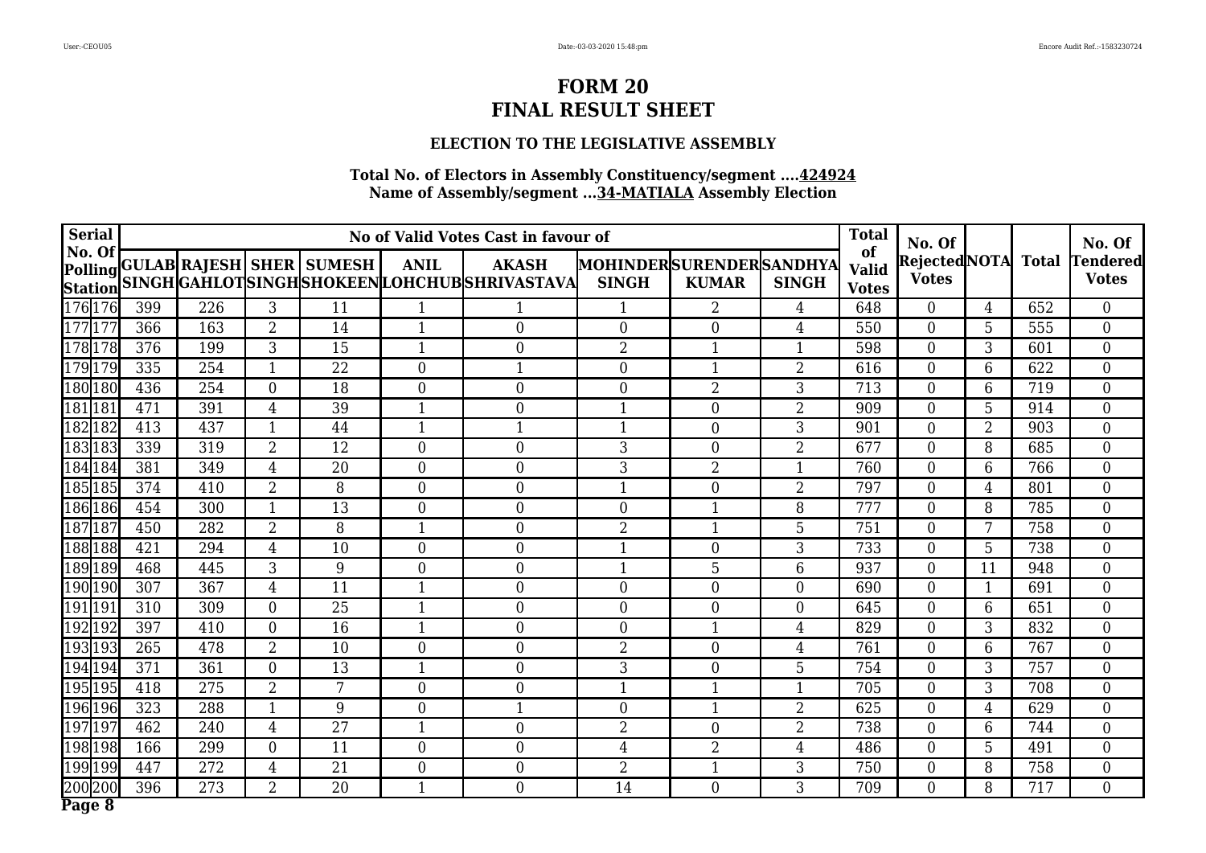# FORM 20
# FINAL RESULT SHEET

### ELECTION TO THE LEGISLATIVE ASSEMBLY

**Total No. of Electors in Assembly Constituency/segment ....424924**
**Name of Assembly/segment ...34-MATIALA Assembly Election**

| Serial No. Of Polling Station | | No of Valid Votes Cast in favour of | | | | | | | | | Total of Valid Votes | No. Of Rejected Votes | NOTA | Total | No. Of Tendered Votes |
|---|---|---|---|---|---|---|---|---|---|---|---|---|---|---|---|
| | | GULAB SINGH | RAJESH GAHLOT | SHER SINGH | SUMESH SHOKEEN | ANIL LOHCHUB | AKASH SHRIVASTAVA | MOHINDER SINGH | SURENDER KUMAR | SANDHYA SINGH | | | | | |
| 176 | 176 | 399 | 226 | 3 | 11 | 1 | 1 | 1 | 2 | 4 | 648 | 0 | 4 | 652 | 0 |
| 177 | 177 | 366 | 163 | 2 | 14 | 1 | 0 | 0 | 0 | 4 | 550 | 0 | 5 | 555 | 0 |
| 178 | 178 | 376 | 199 | 3 | 15 | 1 | 0 | 2 | 1 | 1 | 598 | 0 | 3 | 601 | 0 |
| 179 | 179 | 335 | 254 | 1 | 22 | 0 | 1 | 0 | 1 | 2 | 616 | 0 | 6 | 622 | 0 |
| 180 | 180 | 436 | 254 | 0 | 18 | 0 | 0 | 0 | 2 | 3 | 713 | 0 | 6 | 719 | 0 |
| 181 | 181 | 471 | 391 | 4 | 39 | 1 | 0 | 1 | 0 | 2 | 909 | 0 | 5 | 914 | 0 |
| 182 | 182 | 413 | 437 | 1 | 44 | 1 | 1 | 1 | 0 | 3 | 901 | 0 | 2 | 903 | 0 |
| 183 | 183 | 339 | 319 | 2 | 12 | 0 | 0 | 3 | 0 | 2 | 677 | 0 | 8 | 685 | 0 |
| 184 | 184 | 381 | 349 | 4 | 20 | 0 | 0 | 3 | 2 | 1 | 760 | 0 | 6 | 766 | 0 |
| 185 | 185 | 374 | 410 | 2 | 8 | 0 | 0 | 1 | 0 | 2 | 797 | 0 | 4 | 801 | 0 |
| 186 | 186 | 454 | 300 | 1 | 13 | 0 | 0 | 0 | 1 | 8 | 777 | 0 | 8 | 785 | 0 |
| 187 | 187 | 450 | 282 | 2 | 8 | 1 | 0 | 2 | 1 | 5 | 751 | 0 | 7 | 758 | 0 |
| 188 | 188 | 421 | 294 | 4 | 10 | 0 | 0 | 1 | 0 | 3 | 733 | 0 | 5 | 738 | 0 |
| 189 | 189 | 468 | 445 | 3 | 9 | 0 | 0 | 1 | 5 | 6 | 937 | 0 | 11 | 948 | 0 |
| 190 | 190 | 307 | 367 | 4 | 11 | 1 | 0 | 0 | 0 | 0 | 690 | 0 | 1 | 691 | 0 |
| 191 | 191 | 310 | 309 | 0 | 25 | 1 | 0 | 0 | 0 | 0 | 645 | 0 | 6 | 651 | 0 |
| 192 | 192 | 397 | 410 | 0 | 16 | 1 | 0 | 0 | 1 | 4 | 829 | 0 | 3 | 832 | 0 |
| 193 | 193 | 265 | 478 | 2 | 10 | 0 | 0 | 2 | 0 | 4 | 761 | 0 | 6 | 767 | 0 |
| 194 | 194 | 371 | 361 | 0 | 13 | 1 | 0 | 3 | 0 | 5 | 754 | 0 | 3 | 757 | 0 |
| 195 | 195 | 418 | 275 | 2 | 7 | 0 | 0 | 1 | 1 | 1 | 705 | 0 | 3 | 708 | 0 |
| 196 | 196 | 323 | 288 | 1 | 9 | 0 | 1 | 0 | 1 | 2 | 625 | 0 | 4 | 629 | 0 |
| 197 | 197 | 462 | 240 | 4 | 27 | 1 | 0 | 2 | 0 | 2 | 738 | 0 | 6 | 744 | 0 |
| 198 | 198 | 166 | 299 | 0 | 11 | 0 | 0 | 4 | 2 | 4 | 486 | 0 | 5 | 491 | 0 |
| 199 | 199 | 447 | 272 | 4 | 21 | 0 | 0 | 2 | 1 | 3 | 750 | 0 | 8 | 758 | 0 |
| 200 | 200 | 396 | 273 | 2 | 20 | 1 | 0 | 14 | 0 | 3 | 709 | 0 | 8 | 717 | 0 |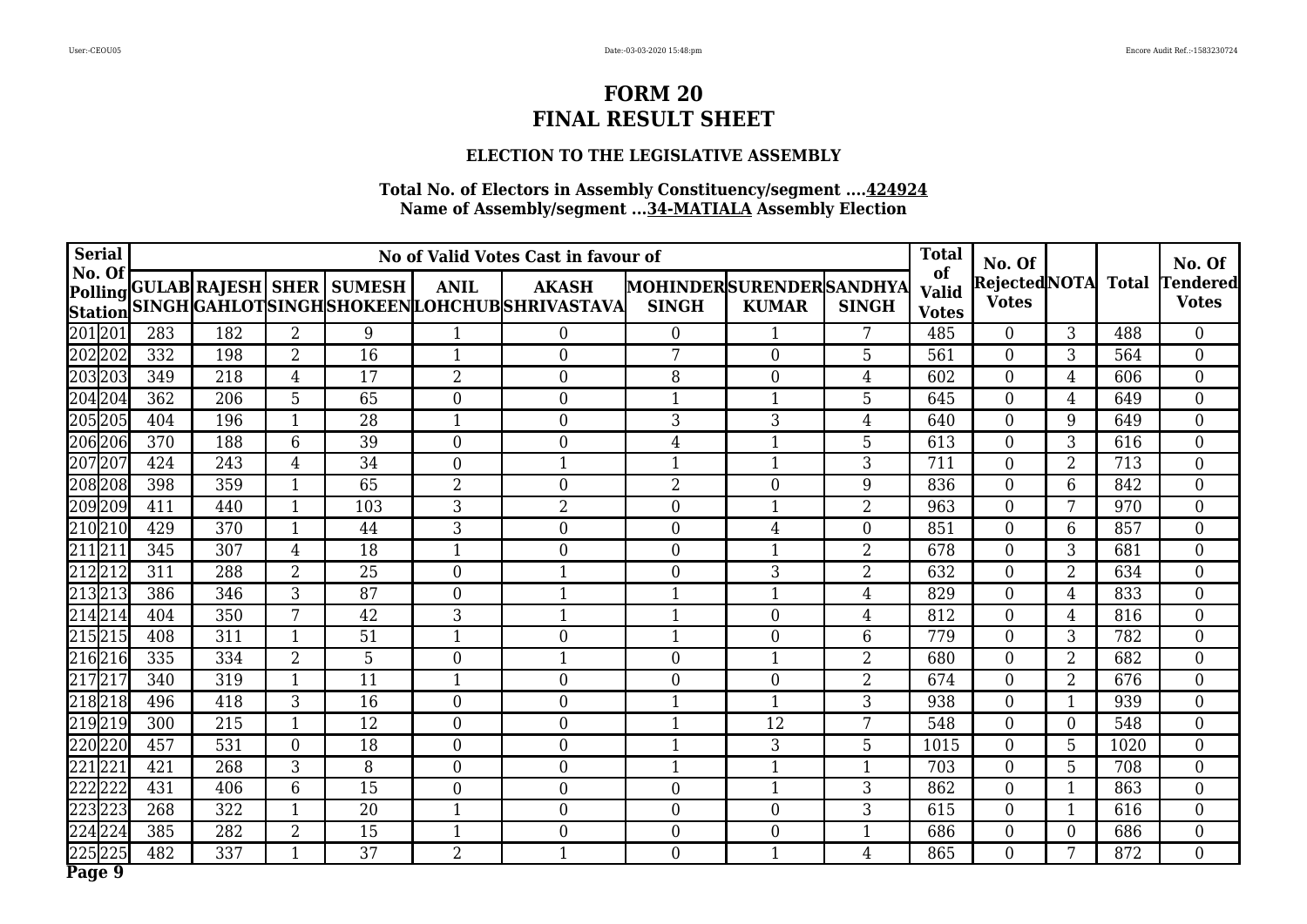# FORM 20
# FINAL RESULT SHEET

### ELECTION TO THE LEGISLATIVE ASSEMBLY

**Total No. of Electors in Assembly Constituency/segment ....424924**
**Name of Assembly/segment ...34-MATIALA Assembly Election**

| Serial No. Of Polling Station | | No of Valid Votes Cast in favour of | | | | | | | | | Total of Valid Votes | No. Of Rejected Votes | NOTA | Total | No. Of Tendered Votes |
|---|---|---|---|---|---|---|---|---|---|---|---|---|---|---|---|
| | | GULAB SINGH | RAJESH GAHLOT | SHER SINGH | SUMESH SHOKEEN | ANIL LOHCHUB | AKASH SHRIVASTAVA | MOHINDER SINGH | SURENDER KUMAR | SANDHYA SINGH | | | | | |
| 201 | 201 | 283 | 182 | 2 | 9 | 1 | 0 | 0 | 1 | 7 | 485 | 0 | 3 | 488 | 0 |
| 202 | 202 | 332 | 198 | 2 | 16 | 1 | 0 | 7 | 0 | 5 | 561 | 0 | 3 | 564 | 0 |
| 203 | 203 | 349 | 218 | 4 | 17 | 2 | 0 | 8 | 0 | 4 | 602 | 0 | 4 | 606 | 0 |
| 204 | 204 | 362 | 206 | 5 | 65 | 0 | 0 | 1 | 1 | 5 | 645 | 0 | 4 | 649 | 0 |
| 205 | 205 | 404 | 196 | 1 | 28 | 1 | 0 | 3 | 3 | 4 | 640 | 0 | 9 | 649 | 0 |
| 206 | 206 | 370 | 188 | 6 | 39 | 0 | 0 | 4 | 1 | 5 | 613 | 0 | 3 | 616 | 0 |
| 207 | 207 | 424 | 243 | 4 | 34 | 0 | 1 | 1 | 1 | 3 | 711 | 0 | 2 | 713 | 0 |
| 208 | 208 | 398 | 359 | 1 | 65 | 2 | 0 | 2 | 0 | 9 | 836 | 0 | 6 | 842 | 0 |
| 209 | 209 | 411 | 440 | 1 | 103 | 3 | 2 | 0 | 1 | 2 | 963 | 0 | 7 | 970 | 0 |
| 210 | 210 | 429 | 370 | 1 | 44 | 3 | 0 | 0 | 4 | 0 | 851 | 0 | 6 | 857 | 0 |
| 211 | 211 | 345 | 307 | 4 | 18 | 1 | 0 | 0 | 1 | 2 | 678 | 0 | 3 | 681 | 0 |
| 212 | 212 | 311 | 288 | 2 | 25 | 0 | 1 | 0 | 3 | 2 | 632 | 0 | 2 | 634 | 0 |
| 213 | 213 | 386 | 346 | 3 | 87 | 0 | 1 | 1 | 1 | 4 | 829 | 0 | 4 | 833 | 0 |
| 214 | 214 | 404 | 350 | 7 | 42 | 3 | 1 | 1 | 0 | 4 | 812 | 0 | 4 | 816 | 0 |
| 215 | 215 | 408 | 311 | 1 | 51 | 1 | 0 | 1 | 0 | 6 | 779 | 0 | 3 | 782 | 0 |
| 216 | 216 | 335 | 334 | 2 | 5 | 0 | 1 | 0 | 1 | 2 | 680 | 0 | 2 | 682 | 0 |
| 217 | 217 | 340 | 319 | 1 | 11 | 1 | 0 | 0 | 0 | 2 | 674 | 0 | 2 | 676 | 0 |
| 218 | 218 | 496 | 418 | 3 | 16 | 0 | 0 | 1 | 1 | 3 | 938 | 0 | 1 | 939 | 0 |
| 219 | 219 | 300 | 215 | 1 | 12 | 0 | 0 | 1 | 12 | 7 | 548 | 0 | 0 | 548 | 0 |
| 220 | 220 | 457 | 531 | 0 | 18 | 0 | 0 | 1 | 3 | 5 | 1015 | 0 | 5 | 1020 | 0 |
| 221 | 221 | 421 | 268 | 3 | 8 | 0 | 0 | 1 | 1 | 1 | 703 | 0 | 5 | 708 | 0 |
| 222 | 222 | 431 | 406 | 6 | 15 | 0 | 0 | 0 | 1 | 3 | 862 | 0 | 1 | 863 | 0 |
| 223 | 223 | 268 | 322 | 1 | 20 | 1 | 0 | 0 | 0 | 3 | 615 | 0 | 1 | 616 | 0 |
| 224 | 224 | 385 | 282 | 2 | 15 | 1 | 0 | 0 | 0 | 1 | 686 | 0 | 0 | 686 | 0 |
| 225 | 225 | 482 | 337 | 1 | 37 | 2 | 1 | 0 | 1 | 4 | 865 | 0 | 7 | 872 | 0 |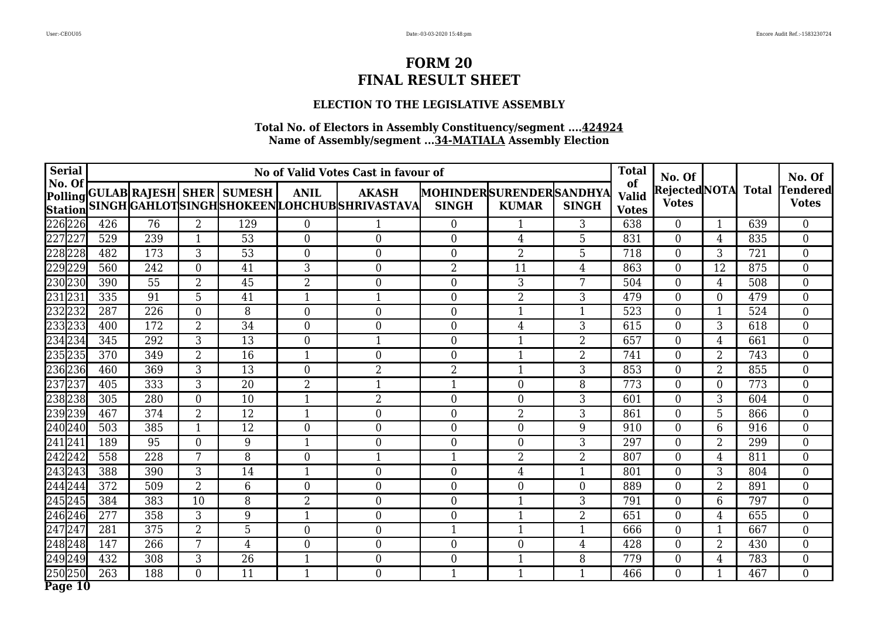# FORM 20

# FINAL RESULT SHEET

### ELECTION TO THE LEGISLATIVE ASSEMBLY

**Total No. of Electors in Assembly Constituency/segment ....424924**
**Name of Assembly/segment ...34-MATIALA Assembly Election**

| Serial No. Of Polling Station | | No of Valid Votes Cast in favour of | | | | | | | | | Total of Valid Votes | No. Of Rejected Votes | NOTA | Total | No. Of Tendered Votes |
|---|---|---|---|---|---|---|---|---|---|---|---|---|---|---|---|
| | | GULAB SINGH | RAJESH GAHLOT | SHER SINGH | SUMESH SHOKEEN | ANIL LOHCHUB | AKASH SHRIVASTAVA | MOHINDER SINGH | SURENDER KUMAR | SANDHYA SINGH | | | | | |
| 226 | 226 | 426 | 76 | 2 | 129 | 0 | 1 | 0 | 1 | 3 | 638 | 0 | 1 | 639 | 0 |
| 227 | 227 | 529 | 239 | 1 | 53 | 0 | 0 | 0 | 4 | 5 | 831 | 0 | 4 | 835 | 0 |
| 228 | 228 | 482 | 173 | 3 | 53 | 0 | 0 | 0 | 2 | 5 | 718 | 0 | 3 | 721 | 0 |
| 229 | 229 | 560 | 242 | 0 | 41 | 3 | 0 | 2 | 11 | 4 | 863 | 0 | 12 | 875 | 0 |
| 230 | 230 | 390 | 55 | 2 | 45 | 2 | 0 | 0 | 3 | 7 | 504 | 0 | 4 | 508 | 0 |
| 231 | 231 | 335 | 91 | 5 | 41 | 1 | 1 | 0 | 2 | 3 | 479 | 0 | 0 | 479 | 0 |
| 232 | 232 | 287 | 226 | 0 | 8 | 0 | 0 | 0 | 1 | 1 | 523 | 0 | 1 | 524 | 0 |
| 233 | 233 | 400 | 172 | 2 | 34 | 0 | 0 | 0 | 4 | 3 | 615 | 0 | 3 | 618 | 0 |
| 234 | 234 | 345 | 292 | 3 | 13 | 0 | 1 | 0 | 1 | 2 | 657 | 0 | 4 | 661 | 0 |
| 235 | 235 | 370 | 349 | 2 | 16 | 1 | 0 | 0 | 1 | 2 | 741 | 0 | 2 | 743 | 0 |
| 236 | 236 | 460 | 369 | 3 | 13 | 0 | 2 | 2 | 1 | 3 | 853 | 0 | 2 | 855 | 0 |
| 237 | 237 | 405 | 333 | 3 | 20 | 2 | 1 | 1 | 0 | 8 | 773 | 0 | 0 | 773 | 0 |
| 238 | 238 | 305 | 280 | 0 | 10 | 1 | 2 | 0 | 0 | 3 | 601 | 0 | 3 | 604 | 0 |
| 239 | 239 | 467 | 374 | 2 | 12 | 1 | 0 | 0 | 2 | 3 | 861 | 0 | 5 | 866 | 0 |
| 240 | 240 | 503 | 385 | 1 | 12 | 0 | 0 | 0 | 0 | 9 | 910 | 0 | 6 | 916 | 0 |
| 241 | 241 | 189 | 95 | 0 | 9 | 1 | 0 | 0 | 0 | 3 | 297 | 0 | 2 | 299 | 0 |
| 242 | 242 | 558 | 228 | 7 | 8 | 0 | 1 | 1 | 2 | 2 | 807 | 0 | 4 | 811 | 0 |
| 243 | 243 | 388 | 390 | 3 | 14 | 1 | 0 | 0 | 4 | 1 | 801 | 0 | 3 | 804 | 0 |
| 244 | 244 | 372 | 509 | 2 | 6 | 0 | 0 | 0 | 0 | 0 | 889 | 0 | 2 | 891 | 0 |
| 245 | 245 | 384 | 383 | 10 | 8 | 2 | 0 | 0 | 1 | 3 | 791 | 0 | 6 | 797 | 0 |
| 246 | 246 | 277 | 358 | 3 | 9 | 1 | 0 | 0 | 1 | 2 | 651 | 0 | 4 | 655 | 0 |
| 247 | 247 | 281 | 375 | 2 | 5 | 0 | 0 | 1 | 1 | 1 | 666 | 0 | 1 | 667 | 0 |
| 248 | 248 | 147 | 266 | 7 | 4 | 0 | 0 | 0 | 0 | 4 | 428 | 0 | 2 | 430 | 0 |
| 249 | 249 | 432 | 308 | 3 | 26 | 1 | 0 | 0 | 1 | 8 | 779 | 0 | 4 | 783 | 0 |
| 250 | 250 | 263 | 188 | 0 | 11 | 1 | 0 | 1 | 1 | 1 | 466 | 0 | 1 | 467 | 0 |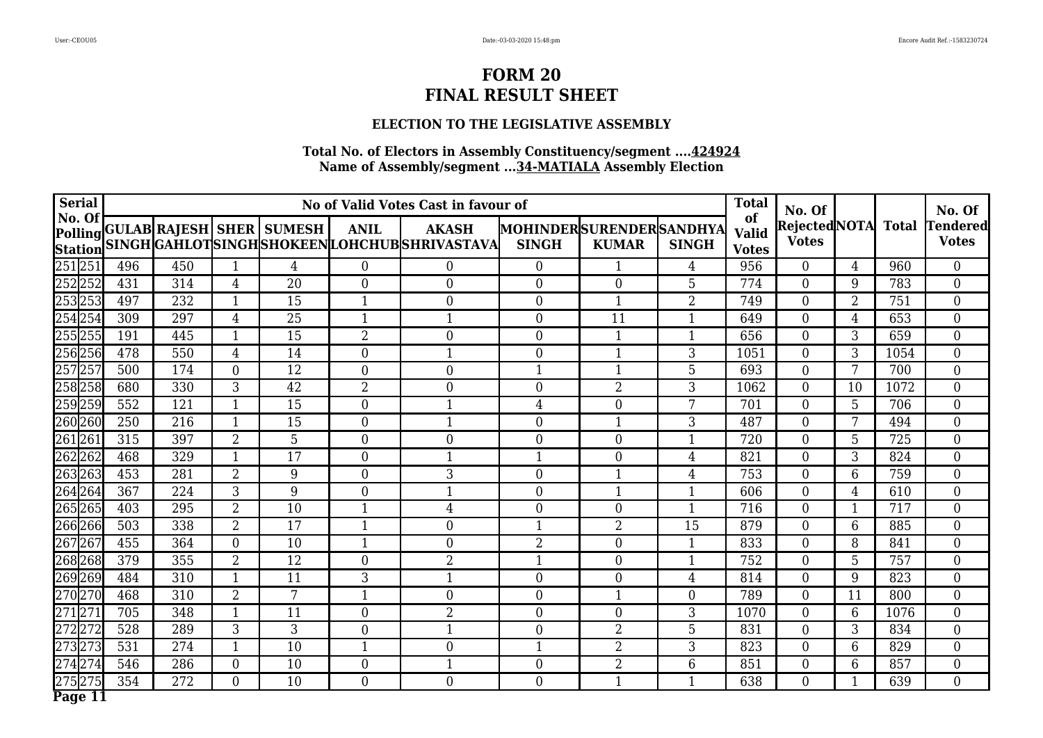# FORM 20
# FINAL RESULT SHEET

### ELECTION TO THE LEGISLATIVE ASSEMBLY

**Total No. of Electors in Assembly Constituency/segment ....424924**
**Name of Assembly/segment ...34-MATIALA Assembly Election**

| Serial No. Of Polling Station | | No of Valid Votes Cast in favour of | | | | | | | | | Total of Valid Votes | No. Of Rejected Votes | NOTA | Total | No. Of Tendered Votes |
|---|---|---|---|---|---|---|---|---|---|---|---|---|---|---|---|
| | | GULAB SINGH | RAJESH GAHLOT | SHER SINGH | SUMESH SHOKEEN | ANIL LOHCHUB | AKASH SHRIVASTAVA | MOHINDER SINGH | SURENDER KUMAR | SANDHYA SINGH | | | | | |
| 251 | 251 | 496 | 450 | 1 | 4 | 0 | 0 | 0 | 1 | 4 | 956 | 0 | 4 | 960 | 0 |
| 252 | 252 | 431 | 314 | 4 | 20 | 0 | 0 | 0 | 0 | 5 | 774 | 0 | 9 | 783 | 0 |
| 253 | 253 | 497 | 232 | 1 | 15 | 1 | 0 | 0 | 1 | 2 | 749 | 0 | 2 | 751 | 0 |
| 254 | 254 | 309 | 297 | 4 | 25 | 1 | 1 | 0 | 11 | 1 | 649 | 0 | 4 | 653 | 0 |
| 255 | 255 | 191 | 445 | 1 | 15 | 2 | 0 | 0 | 1 | 1 | 656 | 0 | 3 | 659 | 0 |
| 256 | 256 | 478 | 550 | 4 | 14 | 0 | 1 | 0 | 1 | 3 | 1051 | 0 | 3 | 1054 | 0 |
| 257 | 257 | 500 | 174 | 0 | 12 | 0 | 0 | 1 | 1 | 5 | 693 | 0 | 7 | 700 | 0 |
| 258 | 258 | 680 | 330 | 3 | 42 | 2 | 0 | 0 | 2 | 3 | 1062 | 0 | 10 | 1072 | 0 |
| 259 | 259 | 552 | 121 | 1 | 15 | 0 | 1 | 4 | 0 | 7 | 701 | 0 | 5 | 706 | 0 |
| 260 | 260 | 250 | 216 | 1 | 15 | 0 | 1 | 0 | 1 | 3 | 487 | 0 | 7 | 494 | 0 |
| 261 | 261 | 315 | 397 | 2 | 5 | 0 | 0 | 0 | 0 | 1 | 720 | 0 | 5 | 725 | 0 |
| 262 | 262 | 468 | 329 | 1 | 17 | 0 | 1 | 1 | 0 | 4 | 821 | 0 | 3 | 824 | 0 |
| 263 | 263 | 453 | 281 | 2 | 9 | 0 | 3 | 0 | 1 | 4 | 753 | 0 | 6 | 759 | 0 |
| 264 | 264 | 367 | 224 | 3 | 9 | 0 | 1 | 0 | 1 | 1 | 606 | 0 | 4 | 610 | 0 |
| 265 | 265 | 403 | 295 | 2 | 10 | 1 | 4 | 0 | 0 | 1 | 716 | 0 | 1 | 717 | 0 |
| 266 | 266 | 503 | 338 | 2 | 17 | 1 | 0 | 1 | 2 | 15 | 879 | 0 | 6 | 885 | 0 |
| 267 | 267 | 455 | 364 | 0 | 10 | 1 | 0 | 2 | 0 | 1 | 833 | 0 | 8 | 841 | 0 |
| 268 | 268 | 379 | 355 | 2 | 12 | 0 | 2 | 1 | 0 | 1 | 752 | 0 | 5 | 757 | 0 |
| 269 | 269 | 484 | 310 | 1 | 11 | 3 | 1 | 0 | 0 | 4 | 814 | 0 | 9 | 823 | 0 |
| 270 | 270 | 468 | 310 | 2 | 7 | 1 | 0 | 0 | 1 | 0 | 789 | 0 | 11 | 800 | 0 |
| 271 | 271 | 705 | 348 | 1 | 11 | 0 | 2 | 0 | 0 | 3 | 1070 | 0 | 6 | 1076 | 0 |
| 272 | 272 | 528 | 289 | 3 | 3 | 0 | 1 | 0 | 2 | 5 | 831 | 0 | 3 | 834 | 0 |
| 273 | 273 | 531 | 274 | 1 | 10 | 1 | 0 | 1 | 2 | 3 | 823 | 0 | 6 | 829 | 0 |
| 274 | 274 | 546 | 286 | 0 | 10 | 0 | 1 | 0 | 2 | 6 | 851 | 0 | 6 | 857 | 0 |
| 275 | 275 | 354 | 272 | 0 | 10 | 0 | 0 | 0 | 1 | 1 | 638 | 0 | 1 | 639 | 0 |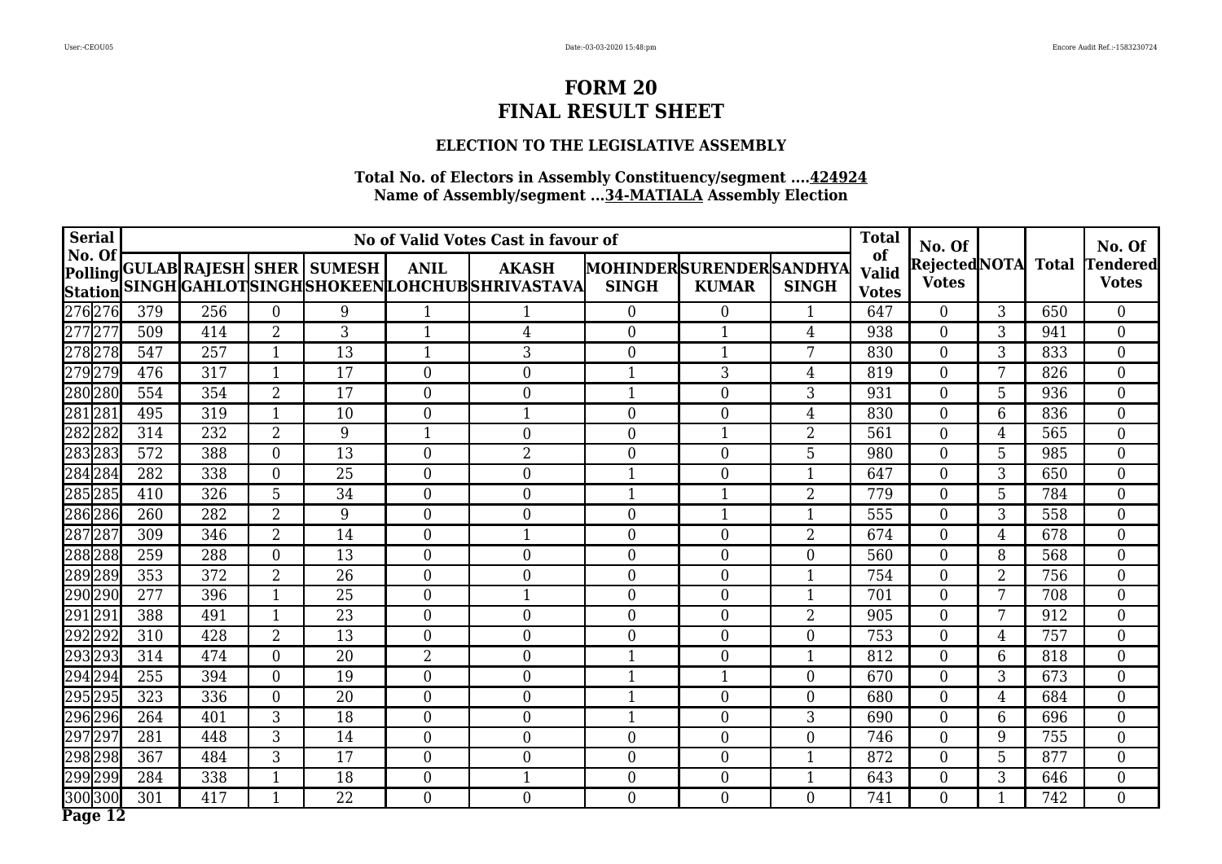# FORM 20
# FINAL RESULT SHEET

### ELECTION TO THE LEGISLATIVE ASSEMBLY

**Total No. of Electors in Assembly Constituency/segment ....424924**
**Name of Assembly/segment ...34-MATIALA Assembly Election**

| Serial No. Of Polling Station | | No of Valid Votes Cast in favour of | | | | | | | | | Total of Valid Votes | No. Of Rejected Votes | NOTA | Total | No. Of Tendered Votes |
|---|---|---|---|---|---|---|---|---|---|---|---|---|---|---|---|
| | | GULAB SINGH | RAJESH GAHLOT | SHER SINGH | SUMESH SHOKEEN | ANIL LOHCHUB | AKASH SHRIVASTAVA | MOHINDER SINGH | SURENDER KUMAR | SANDHYA SINGH | | | | | |
| 276 | 276 | 379 | 256 | 0 | 9 | 1 | 1 | 0 | 0 | 1 | 647 | 0 | 3 | 650 | 0 |
| 277 | 277 | 509 | 414 | 2 | 3 | 1 | 4 | 0 | 1 | 4 | 938 | 0 | 3 | 941 | 0 |
| 278 | 278 | 547 | 257 | 1 | 13 | 1 | 3 | 0 | 1 | 7 | 830 | 0 | 3 | 833 | 0 |
| 279 | 279 | 476 | 317 | 1 | 17 | 0 | 0 | 1 | 3 | 4 | 819 | 0 | 7 | 826 | 0 |
| 280 | 280 | 554 | 354 | 2 | 17 | 0 | 0 | 1 | 0 | 3 | 931 | 0 | 5 | 936 | 0 |
| 281 | 281 | 495 | 319 | 1 | 10 | 0 | 1 | 0 | 0 | 4 | 830 | 0 | 6 | 836 | 0 |
| 282 | 282 | 314 | 232 | 2 | 9 | 1 | 0 | 0 | 1 | 2 | 561 | 0 | 4 | 565 | 0 |
| 283 | 283 | 572 | 388 | 0 | 13 | 0 | 2 | 0 | 0 | 5 | 980 | 0 | 5 | 985 | 0 |
| 284 | 284 | 282 | 338 | 0 | 25 | 0 | 0 | 1 | 0 | 1 | 647 | 0 | 3 | 650 | 0 |
| 285 | 285 | 410 | 326 | 5 | 34 | 0 | 0 | 1 | 1 | 2 | 779 | 0 | 5 | 784 | 0 |
| 286 | 286 | 260 | 282 | 2 | 9 | 0 | 0 | 0 | 1 | 1 | 555 | 0 | 3 | 558 | 0 |
| 287 | 287 | 309 | 346 | 2 | 14 | 0 | 1 | 0 | 0 | 2 | 674 | 0 | 4 | 678 | 0 |
| 288 | 288 | 259 | 288 | 0 | 13 | 0 | 0 | 0 | 0 | 0 | 560 | 0 | 8 | 568 | 0 |
| 289 | 289 | 353 | 372 | 2 | 26 | 0 | 0 | 0 | 0 | 1 | 754 | 0 | 2 | 756 | 0 |
| 290 | 290 | 277 | 396 | 1 | 25 | 0 | 1 | 0 | 0 | 1 | 701 | 0 | 7 | 708 | 0 |
| 291 | 291 | 388 | 491 | 1 | 23 | 0 | 0 | 0 | 0 | 2 | 905 | 0 | 7 | 912 | 0 |
| 292 | 292 | 310 | 428 | 2 | 13 | 0 | 0 | 0 | 0 | 0 | 753 | 0 | 4 | 757 | 0 |
| 293 | 293 | 314 | 474 | 0 | 20 | 2 | 0 | 1 | 0 | 1 | 812 | 0 | 6 | 818 | 0 |
| 294 | 294 | 255 | 394 | 0 | 19 | 0 | 0 | 1 | 1 | 0 | 670 | 0 | 3 | 673 | 0 |
| 295 | 295 | 323 | 336 | 0 | 20 | 0 | 0 | 1 | 0 | 0 | 680 | 0 | 4 | 684 | 0 |
| 296 | 296 | 264 | 401 | 3 | 18 | 0 | 0 | 1 | 0 | 3 | 690 | 0 | 6 | 696 | 0 |
| 297 | 297 | 281 | 448 | 3 | 14 | 0 | 0 | 0 | 0 | 0 | 746 | 0 | 9 | 755 | 0 |
| 298 | 298 | 367 | 484 | 3 | 17 | 0 | 0 | 0 | 0 | 1 | 872 | 0 | 5 | 877 | 0 |
| 299 | 299 | 284 | 338 | 1 | 18 | 0 | 1 | 0 | 0 | 1 | 643 | 0 | 3 | 646 | 0 |
| 300 | 300 | 301 | 417 | 1 | 22 | 0 | 0 | 0 | 0 | 0 | 741 | 0 | 1 | 742 | 0 |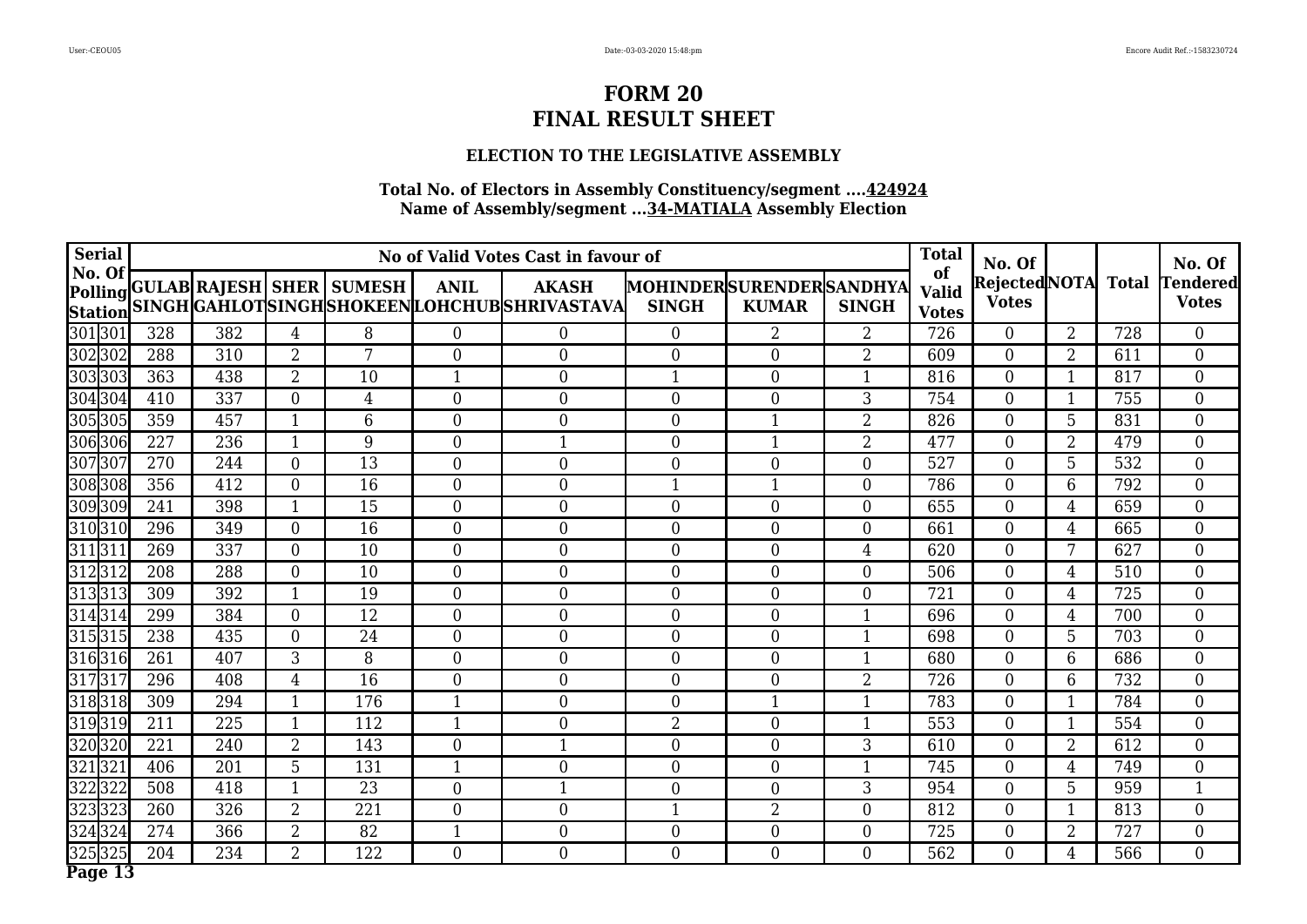# FORM 20
# FINAL RESULT SHEET

### ELECTION TO THE LEGISLATIVE ASSEMBLY

**Total No. of Electors in Assembly Constituency/segment ....424924**
**Name of Assembly/segment ...34-MATIALA Assembly Election**

| Serial No. Of Polling Station | | No of Valid Votes Cast in favour of | | | | | | | | | Total of Valid Votes | No. Of Rejected Votes | NOTA | Total | No. Of Tendered Votes |
|---|---|---|---|---|---|---|---|---|---|---|---|---|---|---|---|
| | | GULAB SINGH | RAJESH GAHLOT | SHER SINGH | SUMESH SHOKEEN | ANIL LOHCHUB | AKASH SHRIVASTAVA | MOHINDER SINGH | SURENDER KUMAR | SANDHYA SINGH | | | | | |
| 301 | 301 | 328 | 382 | 4 | 8 | 0 | 0 | 0 | 2 | 2 | 726 | 0 | 2 | 728 | 0 |
| 302 | 302 | 288 | 310 | 2 | 7 | 0 | 0 | 0 | 0 | 2 | 609 | 0 | 2 | 611 | 0 |
| 303 | 303 | 363 | 438 | 2 | 10 | 1 | 0 | 1 | 0 | 1 | 816 | 0 | 1 | 817 | 0 |
| 304 | 304 | 410 | 337 | 0 | 4 | 0 | 0 | 0 | 0 | 3 | 754 | 0 | 1 | 755 | 0 |
| 305 | 305 | 359 | 457 | 1 | 6 | 0 | 0 | 0 | 1 | 2 | 826 | 0 | 5 | 831 | 0 |
| 306 | 306 | 227 | 236 | 1 | 9 | 0 | 1 | 0 | 1 | 2 | 477 | 0 | 2 | 479 | 0 |
| 307 | 307 | 270 | 244 | 0 | 13 | 0 | 0 | 0 | 0 | 0 | 527 | 0 | 5 | 532 | 0 |
| 308 | 308 | 356 | 412 | 0 | 16 | 0 | 0 | 1 | 1 | 0 | 786 | 0 | 6 | 792 | 0 |
| 309 | 309 | 241 | 398 | 1 | 15 | 0 | 0 | 0 | 0 | 0 | 655 | 0 | 4 | 659 | 0 |
| 310 | 310 | 296 | 349 | 0 | 16 | 0 | 0 | 0 | 0 | 0 | 661 | 0 | 4 | 665 | 0 |
| 311 | 311 | 269 | 337 | 0 | 10 | 0 | 0 | 0 | 0 | 4 | 620 | 0 | 7 | 627 | 0 |
| 312 | 312 | 208 | 288 | 0 | 10 | 0 | 0 | 0 | 0 | 0 | 506 | 0 | 4 | 510 | 0 |
| 313 | 313 | 309 | 392 | 1 | 19 | 0 | 0 | 0 | 0 | 0 | 721 | 0 | 4 | 725 | 0 |
| 314 | 314 | 299 | 384 | 0 | 12 | 0 | 0 | 0 | 0 | 1 | 696 | 0 | 4 | 700 | 0 |
| 315 | 315 | 238 | 435 | 0 | 24 | 0 | 0 | 0 | 0 | 1 | 698 | 0 | 5 | 703 | 0 |
| 316 | 316 | 261 | 407 | 3 | 8 | 0 | 0 | 0 | 0 | 1 | 680 | 0 | 6 | 686 | 0 |
| 317 | 317 | 296 | 408 | 4 | 16 | 0 | 0 | 0 | 0 | 2 | 726 | 0 | 6 | 732 | 0 |
| 318 | 318 | 309 | 294 | 1 | 176 | 1 | 0 | 0 | 1 | 1 | 783 | 0 | 1 | 784 | 0 |
| 319 | 319 | 211 | 225 | 1 | 112 | 1 | 0 | 2 | 0 | 1 | 553 | 0 | 1 | 554 | 0 |
| 320 | 320 | 221 | 240 | 2 | 143 | 0 | 1 | 0 | 0 | 3 | 610 | 0 | 2 | 612 | 0 |
| 321 | 321 | 406 | 201 | 5 | 131 | 1 | 0 | 0 | 0 | 1 | 745 | 0 | 4 | 749 | 0 |
| 322 | 322 | 508 | 418 | 1 | 23 | 0 | 1 | 0 | 0 | 3 | 954 | 0 | 5 | 959 | 1 |
| 323 | 323 | 260 | 326 | 2 | 221 | 0 | 0 | 1 | 2 | 0 | 812 | 0 | 1 | 813 | 0 |
| 324 | 324 | 274 | 366 | 2 | 82 | 1 | 0 | 0 | 0 | 0 | 725 | 0 | 2 | 727 | 0 |
| 325 | 325 | 204 | 234 | 2 | 122 | 0 | 0 | 0 | 0 | 0 | 562 | 0 | 4 | 566 | 0 |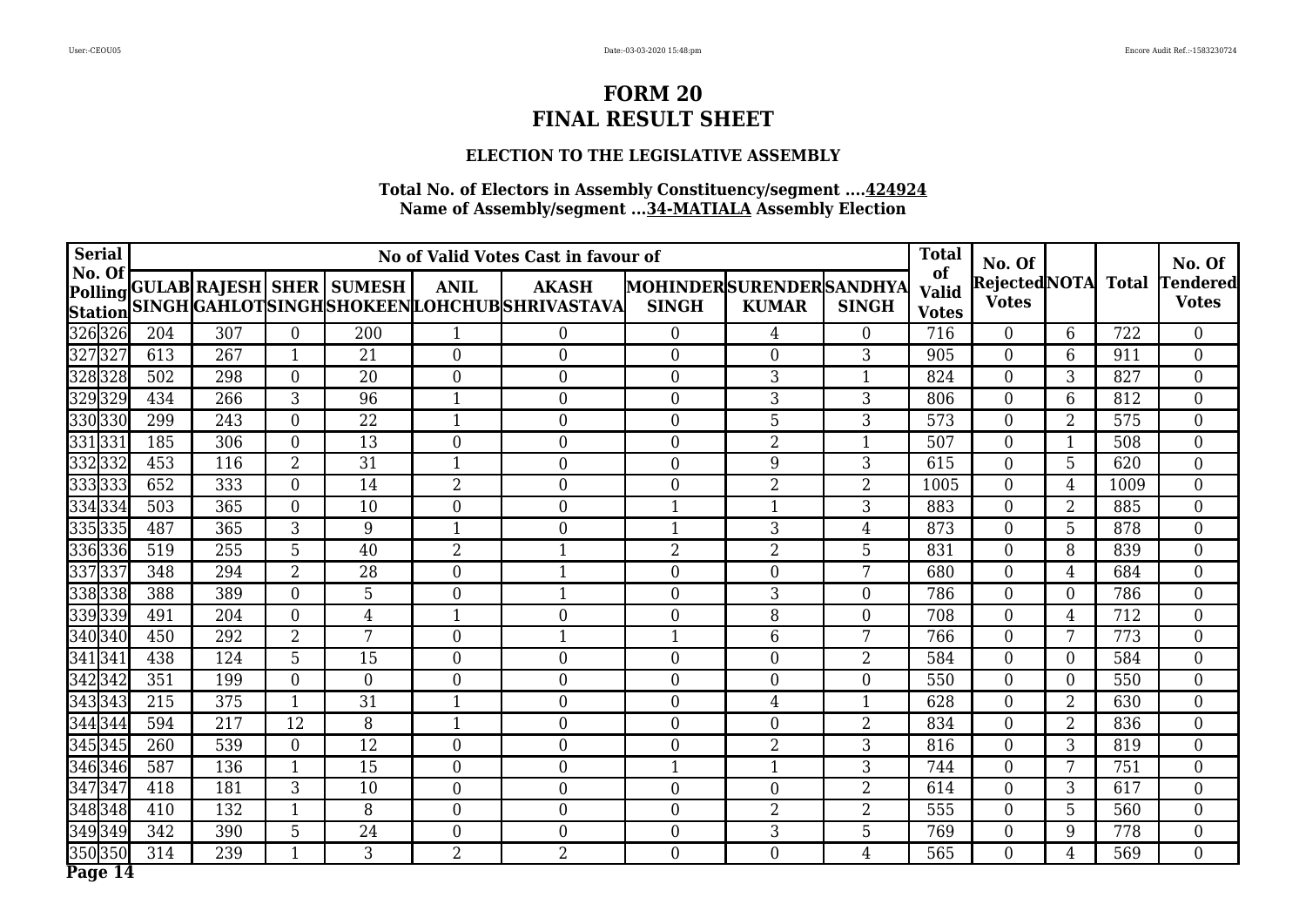# FORM 20
# FINAL RESULT SHEET

### ELECTION TO THE LEGISLATIVE ASSEMBLY

**Total No. of Electors in Assembly Constituency/segment ....424924**
**Name of Assembly/segment ...34-MATIALA Assembly Election**

| Serial No. Of Polling Station | | No of Valid Votes Cast in favour of | | | | | | | | | Total of Valid Votes | No. Of Rejected Votes | NOTA | Total | No. Of Tendered Votes |
|---|---|---|---|---|---|---|---|---|---|---|---|---|---|---|---|
| | | GULAB SINGH | RAJESH GAHLOT | SHER SINGH | SUMESH SHOKEEN | ANIL LOHCHUB | AKASH SHRIVASTAVA | MOHINDER SINGH | SURENDER KUMAR | SANDHYA SINGH | | | | | |
| 326 | 326 | 204 | 307 | 0 | 200 | 1 | 0 | 0 | 4 | 0 | 716 | 0 | 6 | 722 | 0 |
| 327 | 327 | 613 | 267 | 1 | 21 | 0 | 0 | 0 | 0 | 3 | 905 | 0 | 6 | 911 | 0 |
| 328 | 328 | 502 | 298 | 0 | 20 | 0 | 0 | 0 | 3 | 1 | 824 | 0 | 3 | 827 | 0 |
| 329 | 329 | 434 | 266 | 3 | 96 | 1 | 0 | 0 | 3 | 3 | 806 | 0 | 6 | 812 | 0 |
| 330 | 330 | 299 | 243 | 0 | 22 | 1 | 0 | 0 | 5 | 3 | 573 | 0 | 2 | 575 | 0 |
| 331 | 331 | 185 | 306 | 0 | 13 | 0 | 0 | 0 | 2 | 1 | 507 | 0 | 1 | 508 | 0 |
| 332 | 332 | 453 | 116 | 2 | 31 | 1 | 0 | 0 | 9 | 3 | 615 | 0 | 5 | 620 | 0 |
| 333 | 333 | 652 | 333 | 0 | 14 | 2 | 0 | 0 | 2 | 2 | 1005 | 0 | 4 | 1009 | 0 |
| 334 | 334 | 503 | 365 | 0 | 10 | 0 | 0 | 1 | 1 | 3 | 883 | 0 | 2 | 885 | 0 |
| 335 | 335 | 487 | 365 | 3 | 9 | 1 | 0 | 1 | 3 | 4 | 873 | 0 | 5 | 878 | 0 |
| 336 | 336 | 519 | 255 | 5 | 40 | 2 | 1 | 2 | 2 | 5 | 831 | 0 | 8 | 839 | 0 |
| 337 | 337 | 348 | 294 | 2 | 28 | 0 | 1 | 0 | 0 | 7 | 680 | 0 | 4 | 684 | 0 |
| 338 | 338 | 388 | 389 | 0 | 5 | 0 | 1 | 0 | 3 | 0 | 786 | 0 | 0 | 786 | 0 |
| 339 | 339 | 491 | 204 | 0 | 4 | 1 | 0 | 0 | 8 | 0 | 708 | 0 | 4 | 712 | 0 |
| 340 | 340 | 450 | 292 | 2 | 7 | 0 | 1 | 1 | 6 | 7 | 766 | 0 | 7 | 773 | 0 |
| 341 | 341 | 438 | 124 | 5 | 15 | 0 | 0 | 0 | 0 | 2 | 584 | 0 | 0 | 584 | 0 |
| 342 | 342 | 351 | 199 | 0 | 0 | 0 | 0 | 0 | 0 | 0 | 550 | 0 | 0 | 550 | 0 |
| 343 | 343 | 215 | 375 | 1 | 31 | 1 | 0 | 0 | 4 | 1 | 628 | 0 | 2 | 630 | 0 |
| 344 | 344 | 594 | 217 | 12 | 8 | 1 | 0 | 0 | 0 | 2 | 834 | 0 | 2 | 836 | 0 |
| 345 | 345 | 260 | 539 | 0 | 12 | 0 | 0 | 0 | 2 | 3 | 816 | 0 | 3 | 819 | 0 |
| 346 | 346 | 587 | 136 | 1 | 15 | 0 | 0 | 1 | 1 | 3 | 744 | 0 | 7 | 751 | 0 |
| 347 | 347 | 418 | 181 | 3 | 10 | 0 | 0 | 0 | 0 | 2 | 614 | 0 | 3 | 617 | 0 |
| 348 | 348 | 410 | 132 | 1 | 8 | 0 | 0 | 0 | 2 | 2 | 555 | 0 | 5 | 560 | 0 |
| 349 | 349 | 342 | 390 | 5 | 24 | 0 | 0 | 0 | 3 | 5 | 769 | 0 | 9 | 778 | 0 |
| 350 | 350 | 314 | 239 | 1 | 3 | 2 | 2 | 0 | 0 | 4 | 565 | 0 | 4 | 569 | 0 |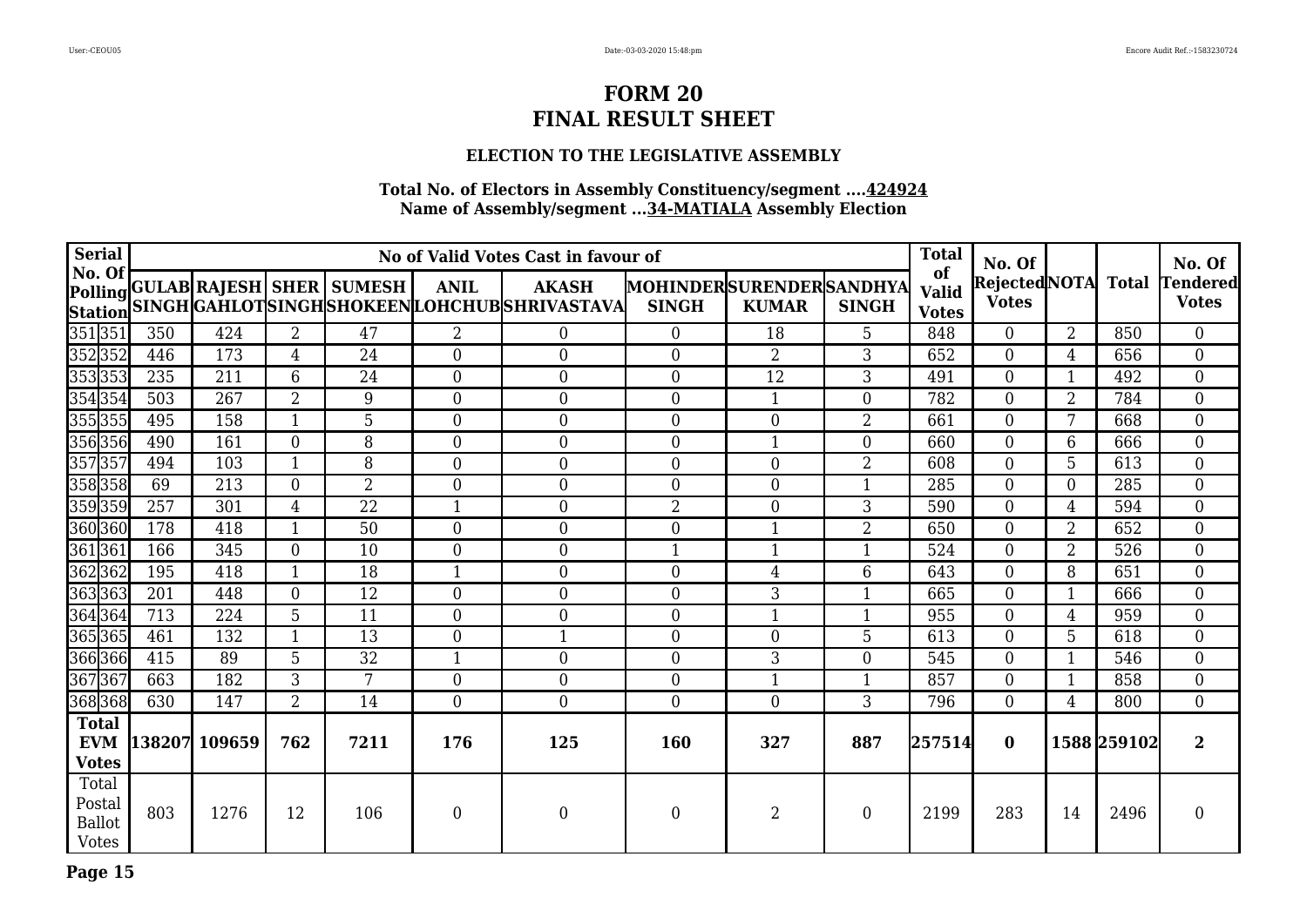# FORM 20
# FINAL RESULT SHEET

### ELECTION TO THE LEGISLATIVE ASSEMBLY

**Total No. of Electors in Assembly Constituency/segment ....424924**
**Name of Assembly/segment ...34-MATIALA Assembly Election**

| Serial No. Of Polling Station | | GULAB SINGH | RAJESH GAHLOT | SHER SINGH | SUMESH SHOKEEN | ANIL LOHCHUB | AKASH SHRIVASTAVA | MOHINDER SINGH | SURENDER KUMAR | SANDHYA SINGH | Total of Valid Votes | No. Of Rejected Votes | NOTA | Total | No. Of Tendered Votes |
|---|---|---|---|---|---|---|---|---|---|---|---|---|---|---|---|
| | | No of Valid Votes Cast in favour of | | | | | | | | | | | | | |
| 351 | 351 | 350 | 424 | 2 | 47 | 2 | 0 | 0 | 18 | 5 | 848 | 0 | 2 | 850 | 0 |
| 352 | 352 | 446 | 173 | 4 | 24 | 0 | 0 | 0 | 2 | 3 | 652 | 0 | 4 | 656 | 0 |
| 353 | 353 | 235 | 211 | 6 | 24 | 0 | 0 | 0 | 12 | 3 | 491 | 0 | 1 | 492 | 0 |
| 354 | 354 | 503 | 267 | 2 | 9 | 0 | 0 | 0 | 1 | 0 | 782 | 0 | 2 | 784 | 0 |
| 355 | 355 | 495 | 158 | 1 | 5 | 0 | 0 | 0 | 0 | 2 | 661 | 0 | 7 | 668 | 0 |
| 356 | 356 | 490 | 161 | 0 | 8 | 0 | 0 | 0 | 1 | 0 | 660 | 0 | 6 | 666 | 0 |
| 357 | 357 | 494 | 103 | 1 | 8 | 0 | 0 | 0 | 0 | 2 | 608 | 0 | 5 | 613 | 0 |
| 358 | 358 | 69 | 213 | 0 | 2 | 0 | 0 | 0 | 0 | 1 | 285 | 0 | 0 | 285 | 0 |
| 359 | 359 | 257 | 301 | 4 | 22 | 1 | 0 | 2 | 0 | 3 | 590 | 0 | 4 | 594 | 0 |
| 360 | 360 | 178 | 418 | 1 | 50 | 0 | 0 | 0 | 1 | 2 | 650 | 0 | 2 | 652 | 0 |
| 361 | 361 | 166 | 345 | 0 | 10 | 0 | 0 | 1 | 1 | 1 | 524 | 0 | 2 | 526 | 0 |
| 362 | 362 | 195 | 418 | 1 | 18 | 1 | 0 | 0 | 4 | 6 | 643 | 0 | 8 | 651 | 0 |
| 363 | 363 | 201 | 448 | 0 | 12 | 0 | 0 | 0 | 3 | 1 | 665 | 0 | 1 | 666 | 0 |
| 364 | 364 | 713 | 224 | 5 | 11 | 0 | 0 | 0 | 1 | 1 | 955 | 0 | 4 | 959 | 0 |
| 365 | 365 | 461 | 132 | 1 | 13 | 0 | 1 | 0 | 0 | 5 | 613 | 0 | 5 | 618 | 0 |
| 366 | 366 | 415 | 89 | 5 | 32 | 1 | 0 | 0 | 3 | 0 | 545 | 0 | 1 | 546 | 0 |
| 367 | 367 | 663 | 182 | 3 | 7 | 0 | 0 | 0 | 1 | 1 | 857 | 0 | 1 | 858 | 0 |
| 368 | 368 | 630 | 147 | 2 | 14 | 0 | 0 | 0 | 0 | 3 | 796 | 0 | 4 | 800 | 0 |
| **Total EVM Votes** | | **138207** | **109659** | **762** | **7211** | **176** | **125** | **160** | **327** | **887** | **257514** | **0** | **1588** | **259102** | **2** |
| Total Postal Ballot Votes | | 803 | 1276 | 12 | 106 | 0 | 0 | 0 | 2 | 0 | 2199 | 283 | 14 | 2496 | 0 |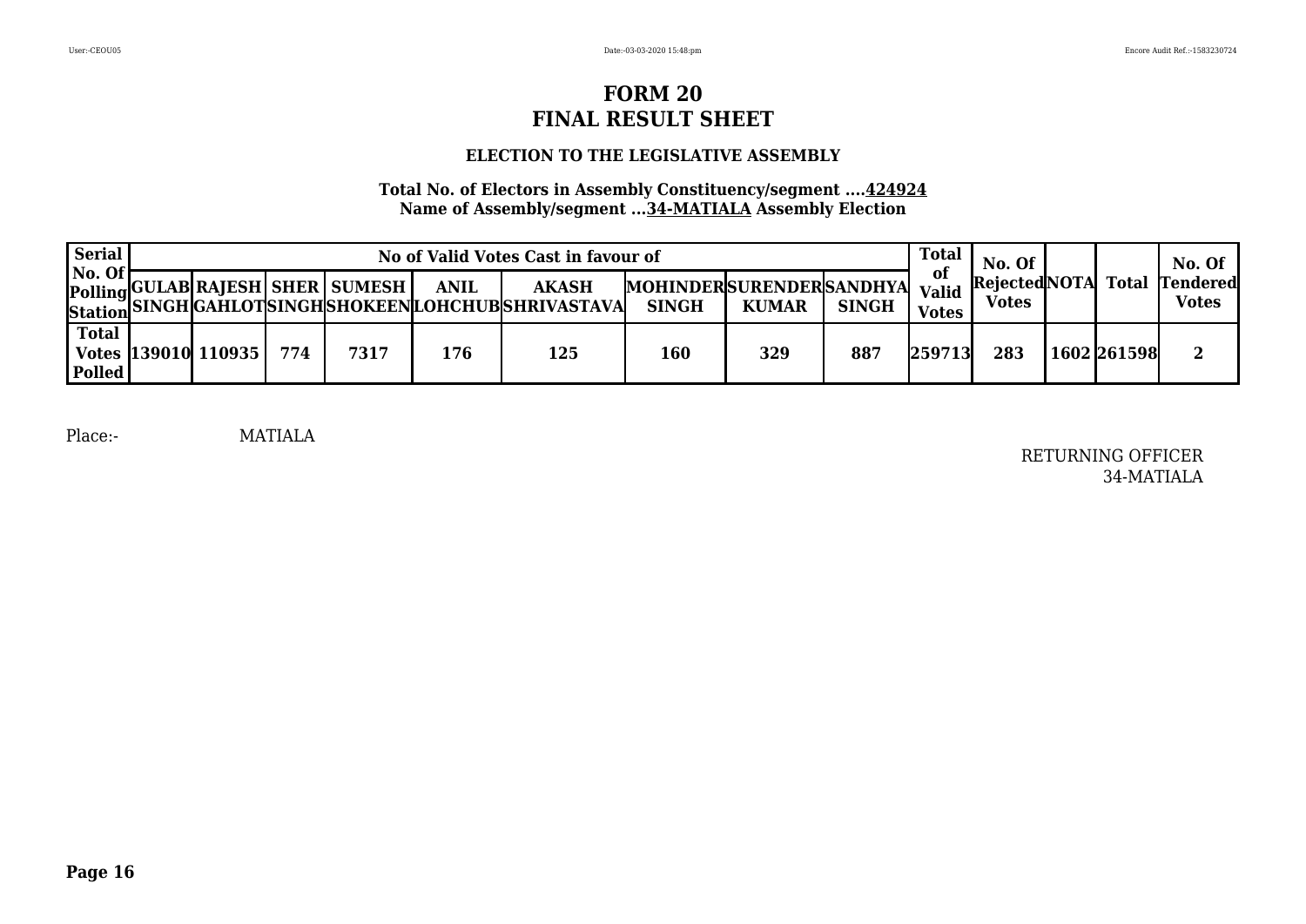# FORM 20
# FINAL RESULT SHEET

### ELECTION TO THE LEGISLATIVE ASSEMBLY

**Total No. of Electors in Assembly Constituency/segment ....424924**
**Name of Assembly/segment ...34-MATIALA Assembly Election**

| Serial No. Of Polling Station | No of Valid Votes Cast in favour of | | | | | | | | | Total of Valid Votes | No. Of Rejected Votes | NOTA | Total | No. Of Tendered Votes |
|---|---|---|---|---|---|---|---|---|---|---|---|---|---|---|
| | GULAB SINGH | RAJESH GAHLOT | SHER SINGH | SUMESH SHOKEEN | ANIL LOHCHUB | AKASH SHRIVASTAVA | MOHINDER SINGH | SURENDER KUMAR | SANDHYA SINGH | | | | | |
| Total Votes Polled | 139010 | 110935 | 774 | 7317 | 176 | 125 | 160 | 329 | 887 | 259713 | 283 | 1602 | 261598 | 2 |

Place:- MATIALA

RETURNING OFFICER
34-MATIALA